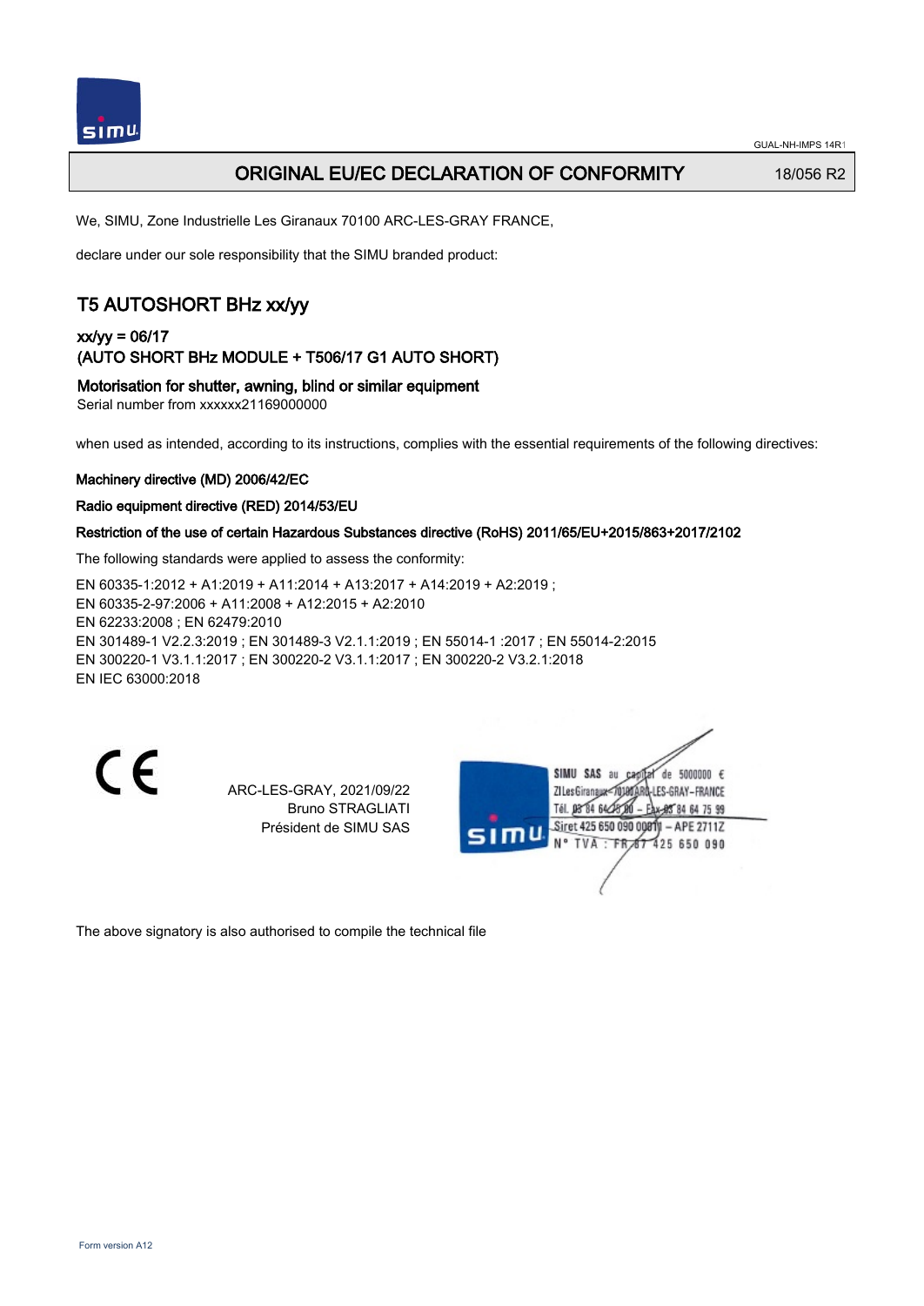GUAL-NH-IMPS 14R1

# ORIGINAL EU/EC DECLARATION OF CONFORMITY

18/056 R2

We, SIMU, Zone Industrielle Les Giranaux 70100 ARC-LES-GRAY FRANCE,

declare under our sole responsibility that the SIMU branded product:

## T5 AUTOSHORT BHz xx/yy

### xx/yy = 06/17
### (AUTO SHORT BHz MODULE + T506/17 G1 AUTO SHORT)

### Motorisation for shutter, awning, blind or similar equipment

Serial number from xxxxxx21169000000

when used as intended, according to its instructions, complies with the essential requirements of the following directives:

**Machinery directive (MD) 2006/42/EC**

**Radio equipment directive (RED) 2014/53/EU**

**Restriction of the use of certain Hazardous Substances directive (RoHS) 2011/65/EU+2015/863+2017/2102**

The following standards were applied to assess the conformity:

EN 60335-1:2012 + A1:2019 + A11:2014 + A13:2017 + A14:2019 + A2:2019 ;
EN 60335-2-97:2006 + A11:2008 + A12:2015 + A2:2010
EN 62233:2008 ; EN 62479:2010
EN 301489-1 V2.2.3:2019 ; EN 301489-3 V2.1.1:2019 ; EN 55014-1 :2017 ; EN 55014-2:2015
EN 300220-1 V3.1.1:2017 ; EN 300220-2 V3.1.1:2017 ; EN 300220-2 V3.2.1:2018
EN IEC 63000:2018

CE

ARC-LES-GRAY, 2021/09/22
Bruno STRAGLIATI
Président de SIMU SAS

SIMU SAS au capital de 5000000 €
ZI Les Giranaux 70100 ARC-LES-GRAY-FRANCE
Tél. 03 84 64 75 00 – Fax 03 84 64 75 99
Siret 425 650 090 00011 – APE 2711Z
N° TVA : FR 87 425 650 090

The above signatory is also authorised to compile the technical file

Form version A12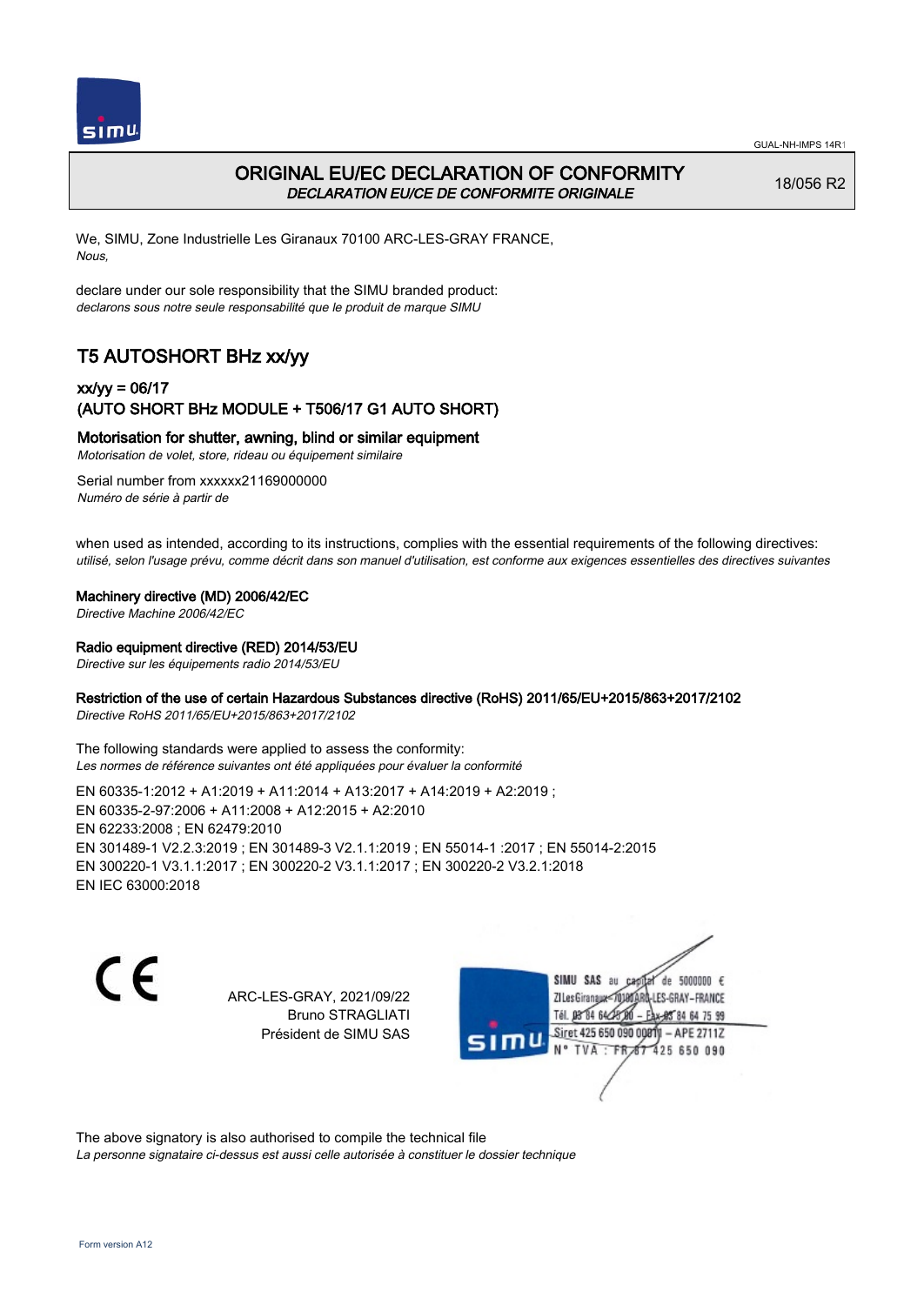# ORIGINAL EU/EC DECLARATION OF CONFORMITY

*DECLARATION EU/CE DE CONFORMITE ORIGINALE*

18/056 R2

We, SIMU, Zone Industrielle Les Giranaux 70100 ARC-LES-GRAY FRANCE,
*Nous,*

declare under our sole responsibility that the SIMU branded product:
*declarons sous notre seule responsabilité que le produit de marque SIMU*

## T5 AUTOSHORT BHz xx/yy

### xx/yy = 06/17
### (AUTO SHORT BHz MODULE + T506/17 G1 AUTO SHORT)

### Motorisation for shutter, awning, blind or similar equipment

*Motorisation de volet, store, rideau ou équipement similaire*

Serial number from xxxxxx21169000000
*Numéro de série à partir de*

when used as intended, according to its instructions, complies with the essential requirements of the following directives:
*utilisé, selon l'usage prévu, comme décrit dans son manuel d'utilisation, est conforme aux exigences essentielles des directives suivantes*

**Machinery directive (MD) 2006/42/EC**
*Directive Machine 2006/42/EC*

**Radio equipment directive (RED) 2014/53/EU**
*Directive sur les équipements radio 2014/53/EU*

**Restriction of the use of certain Hazardous Substances directive (RoHS) 2011/65/EU+2015/863+2017/2102**
*Directive RoHS 2011/65/EU+2015/863+2017/2102*

The following standards were applied to assess the conformity:
*Les normes de référence suivantes ont été appliquées pour évaluer la conformité*

EN 60335-1:2012 + A1:2019 + A11:2014 + A13:2017 + A14:2019 + A2:2019 ;
EN 60335-2-97:2006 + A11:2008 + A12:2015 + A2:2010
EN 62233:2008 ; EN 62479:2010
EN 301489-1 V2.2.3:2019 ; EN 301489-3 V2.1.1:2019 ; EN 55014-1 :2017 ; EN 55014-2:2015
EN 300220-1 V3.1.1:2017 ; EN 300220-2 V3.1.1:2017 ; EN 300220-2 V3.2.1:2018
EN IEC 63000:2018

CE

ARC-LES-GRAY, 2021/09/22
Bruno STRAGLIATI
Président de SIMU SAS

SIMU SAS au capital de 5000000 €
ZI Les Giranaux 70100 ARC-LES-GRAY–FRANCE
Tél. 03 84 64 75 00 – Fax 03 84 64 75 99
Siret 425 650 090 00011 – APE 2711Z
N° TVA : FR 87 425 650 090

The above signatory is also authorised to compile the technical file
*La personne signataire ci-dessus est aussi celle autorisée à constituer le dossier technique*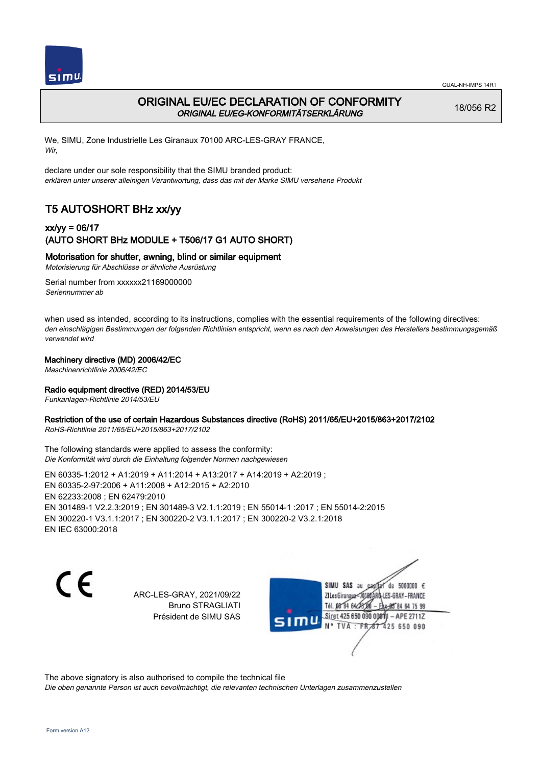# ORIGINAL EU/EC DECLARATION OF CONFORMITY

*ORIGINAL EU/EG-KONFORMITÄTSERKLÄRUNG*

18/056 R2

We, SIMU, Zone Industrielle Les Giranaux 70100 ARC-LES-GRAY FRANCE,
*Wir,*

declare under our sole responsibility that the SIMU branded product:
*erklären unter unserer alleinigen Verantwortung, dass das mit der Marke SIMU versehene Produkt*

## T5 AUTOSHORT BHz xx/yy

### xx/yy = 06/17
### (AUTO SHORT BHz MODULE + T506/17 G1 AUTO SHORT)

**Motorisation for shutter, awning, blind or similar equipment**
*Motorisierung für Abschlüsse or ähnliche Ausrüstung*

Serial number from xxxxxx21169000000
*Seriennummer ab*

when used as intended, according to its instructions, complies with the essential requirements of the following directives:
*den einschlägigen Bestimmungen der folgenden Richtlinien entspricht, wenn es nach den Anweisungen des Herstellers bestimmungsgemäß verwendet wird*

**Machinery directive (MD) 2006/42/EC**
*Maschinenrichtlinie 2006/42/EC*

**Radio equipment directive (RED) 2014/53/EU**
*Funkanlagen-Richtlinie 2014/53/EU*

**Restriction of the use of certain Hazardous Substances directive (RoHS) 2011/65/EU+2015/863+2017/2102**
*RoHS-Richtlinie 2011/65/EU+2015/863+2017/2102*

The following standards were applied to assess the conformity:
*Die Konformität wird durch die Einhaltung folgender Normen nachgewiesen*

EN 60335-1:2012 + A1:2019 + A11:2014 + A13:2017 + A14:2019 + A2:2019 ;
EN 60335-2-97:2006 + A11:2008 + A12:2015 + A2:2010
EN 62233:2008 ; EN 62479:2010
EN 301489-1 V2.2.3:2019 ; EN 301489-3 V2.1.1:2019 ; EN 55014-1 :2017 ; EN 55014-2:2015
EN 300220-1 V3.1.1:2017 ; EN 300220-2 V3.1.1:2017 ; EN 300220-2 V3.2.1:2018
EN IEC 63000:2018

CE

ARC-LES-GRAY, 2021/09/22
Bruno STRAGLIATI
Président de SIMU SAS

SIMU SAS au capital de 5000000 €
ZI Les Giranaux 70100 ARC-LES-GRAY-FRANCE
Tél. 03 84 64 78 00 – Fax 03 84 64 75 99
Siret 425 650 090 00011 – APE 2711Z
N° TVA : FR 67 425 650 090

The above signatory is also authorised to compile the technical file
*Die oben genannte Person ist auch bevollmächtigt, die relevanten technischen Unterlagen zusammenzustellen*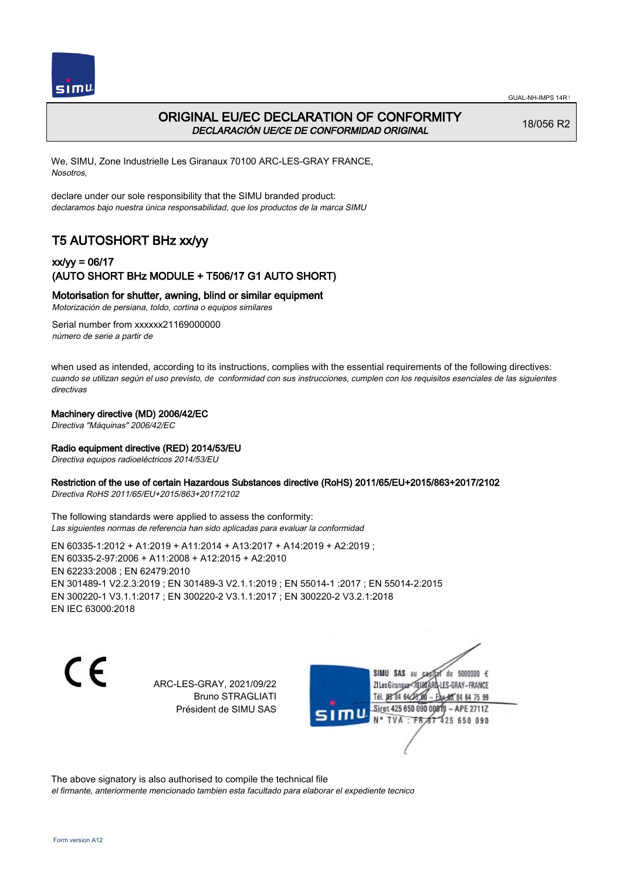# ORIGINAL EU/EC DECLARATION OF CONFORMITY

*DECLARACIÓN UE/CE DE CONFORMIDAD ORIGINAL*

18/056 R2

We, SIMU, Zone Industrielle Les Giranaux 70100 ARC-LES-GRAY FRANCE,
*Nosotros,*

declare under our sole responsibility that the SIMU branded product:
*declaramos bajo nuestra única responsabilidad, que los productos de la marca SIMU*

## T5 AUTOSHORT BHz xx/yy

### xx/yy = 06/17
### (AUTO SHORT BHz MODULE + T506/17 G1 AUTO SHORT)

**Motorisation for shutter, awning, blind or similar equipment**
*Motorización de persiana, toldo, cortina o equipos similares*

Serial number from xxxxxx21169000000
*número de serie a partir de*

when used as intended, according to its instructions, complies with the essential requirements of the following directives:
*cuando se utilizan según el uso previsto, de conformidad con sus instrucciones, cumplen con los requisitos esenciales de las siguientes directivas*

**Machinery directive (MD) 2006/42/EC**
*Directiva "Máquinas" 2006/42/EC*

**Radio equipment directive (RED) 2014/53/EU**
*Directiva equipos radioeléctricos 2014/53/EU*

**Restriction of the use of certain Hazardous Substances directive (RoHS) 2011/65/EU+2015/863+2017/2102**
*Directiva RoHS 2011/65/EU+2015/863+2017/2102*

The following standards were applied to assess the conformity:
*Las siguientes normas de referencia han sido aplicadas para evaluar la conformidad*

EN 60335-1:2012 + A1:2019 + A11:2014 + A13:2017 + A14:2019 + A2:2019 ;
EN 60335-2-97:2006 + A11:2008 + A12:2015 + A2:2010
EN 62233:2008 ; EN 62479:2010
EN 301489-1 V2.2.3:2019 ; EN 301489-3 V2.1.1:2019 ; EN 55014-1 :2017 ; EN 55014-2:2015
EN 300220-1 V3.1.1:2017 ; EN 300220-2 V3.1.1:2017 ; EN 300220-2 V3.2.1:2018
EN IEC 63000:2018

CE

ARC-LES-GRAY, 2021/09/22
Bruno STRAGLIATI
Président de SIMU SAS

SIMU SAS au capital de 5000000 €
ZI Les Giranaux 70100 ARC-LES-GRAY-FRANCE
Tél. 03 84 64 75 00 – Fax 03 84 64 75 99
Siret 425 650 090 00011 – APE 2711Z
N° TVA : FR 87 425 650 090

The above signatory is also authorised to compile the technical file
*el firmante, anteriormente mencionado tambien esta facultado para elaborar el expediente tecnico*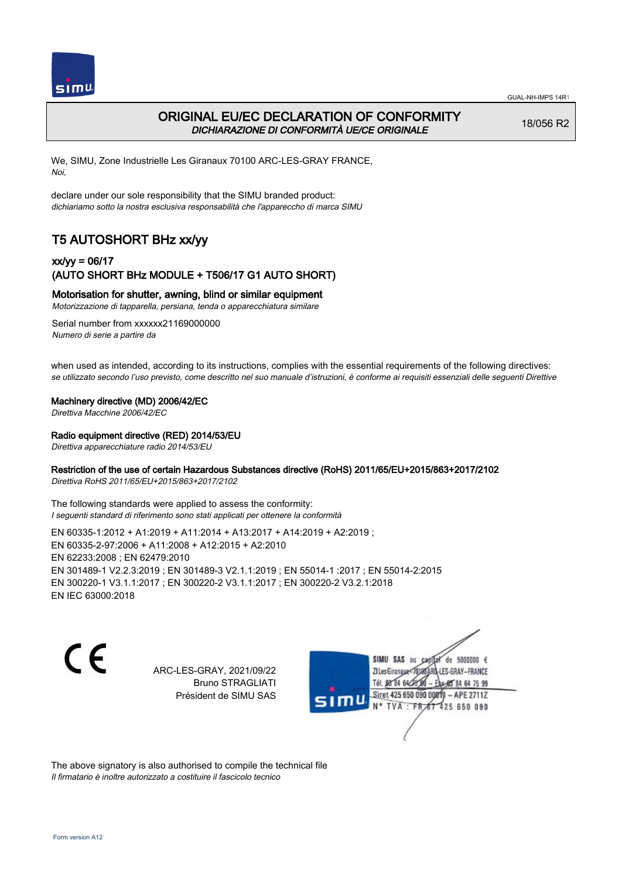# ORIGINAL EU/EC DECLARATION OF CONFORMITY

*DICHIARAZIONE DI CONFORMITÀ UE/CE ORIGINALE*

18/056 R2

We, SIMU, Zone Industrielle Les Giranaux 70100 ARC-LES-GRAY FRANCE,
*Noi,*

declare under our sole responsibility that the SIMU branded product:
*dichiariamo sotto la nostra esclusiva responsabilità che l'apparecchio di marca SIMU*

## T5 AUTOSHORT BHz xx/yy

### xx/yy = 06/17
### (AUTO SHORT BHz MODULE + T506/17 G1 AUTO SHORT)

**Motorisation for shutter, awning, blind or similar equipment**
*Motorizzazione di tapparella, persiana, tenda o apparecchiatura similare*

Serial number from xxxxxx21169000000
*Numero di serie a partire da*

when used as intended, according to its instructions, complies with the essential requirements of the following directives:
*se utilizzato secondo l'uso previsto, come descritto nel suo manuale d'istruzioni, è conforme ai requisiti essenziali delle seguenti Direttive*

**Machinery directive (MD) 2006/42/EC**
*Direttiva Macchine 2006/42/EC*

**Radio equipment directive (RED) 2014/53/EU**
*Direttiva apparecchiature radio 2014/53/EU*

**Restriction of the use of certain Hazardous Substances directive (RoHS) 2011/65/EU+2015/863+2017/2102**
*Direttiva RoHS 2011/65/EU+2015/863+2017/2102*

The following standards were applied to assess the conformity:
*I seguenti standard di riferimento sono stati applicati per ottenere la conformità*

EN 60335-1:2012 + A1:2019 + A11:2014 + A13:2017 + A14:2019 + A2:2019 ;
EN 60335-2-97:2006 + A11:2008 + A12:2015 + A2:2010
EN 62233:2008 ; EN 62479:2010
EN 301489-1 V2.2.3:2019 ; EN 301489-3 V2.1.1:2019 ; EN 55014-1 :2017 ; EN 55014-2:2015
EN 300220-1 V3.1.1:2017 ; EN 300220-2 V3.1.1:2017 ; EN 300220-2 V3.2.1:2018
EN IEC 63000:2018

ARC-LES-GRAY, 2021/09/22
Bruno STRAGLIATI
Président de SIMU SAS

SIMU SAS au capital de 5000000 €
ZI Les Giranaux 70100 ARC-LES-GRAY–FRANCE
Tél. 03 84 64 78 00 – Fax 03 84 64 75 99
Siret 425 650 090 00011 – APE 2711Z
N° TVA : FR 67 425 650 090

The above signatory is also authorised to compile the technical file
*Il firmatario è inoltre autorizzato a costituire il fascicolo tecnico*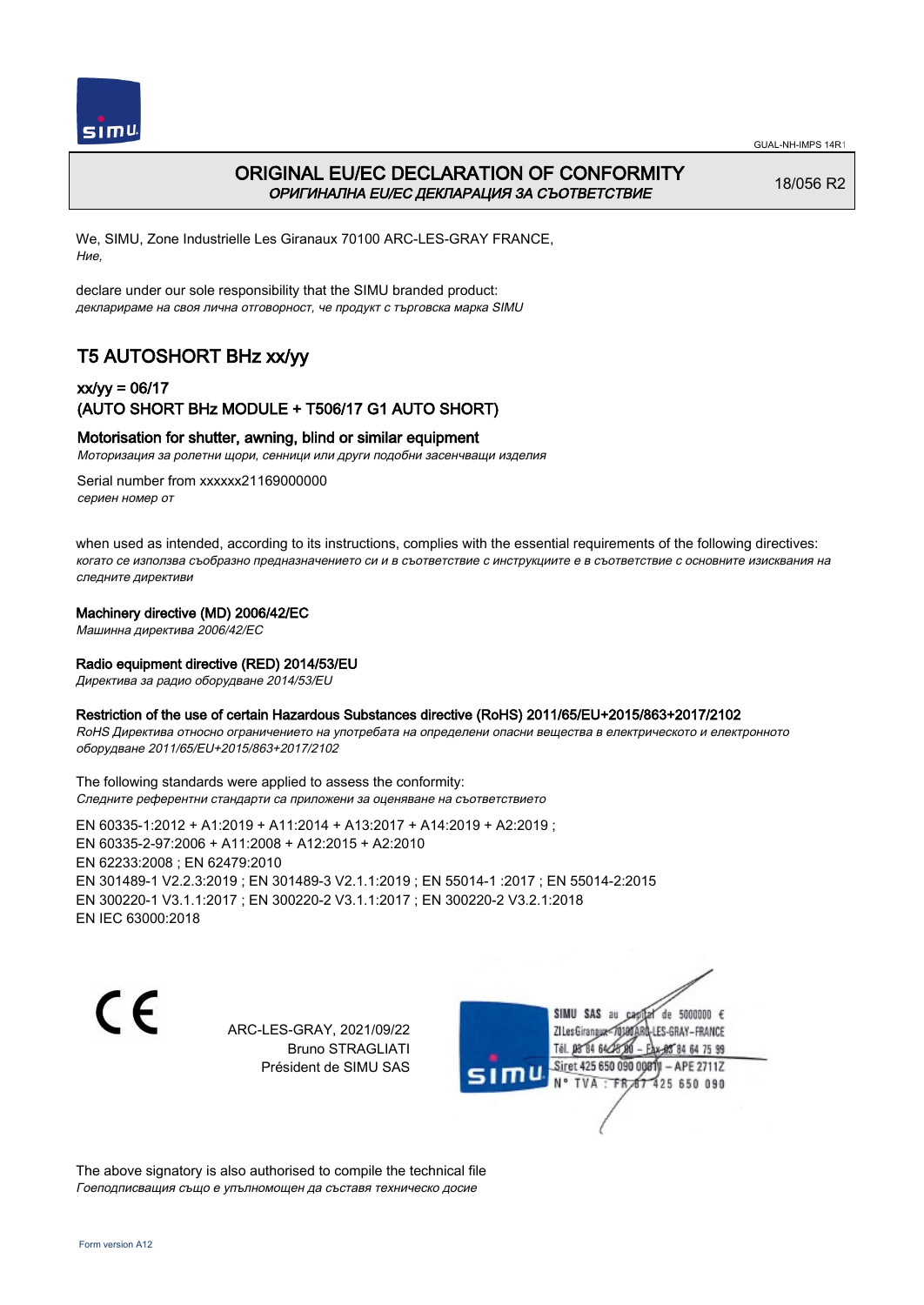# ORIGINAL EU/EC DECLARATION OF CONFORMITY
*ОРИГИНАЛНА EU/EC ДЕКЛАРАЦИЯ ЗА СЪОТВЕТСТВИЕ*

18/056 R2

We, SIMU, Zone Industrielle Les Giranaux 70100 ARC-LES-GRAY FRANCE,
*Ние,*

declare under our sole responsibility that the SIMU branded product:
*декларираме на своя лична отговорност, че продукт с търговска марка SIMU*

## T5 AUTOSHORT BHz xx/yy

### xx/yy = 06/17
### (AUTO SHORT BHz MODULE + T506/17 G1 AUTO SHORT)

**Motorisation for shutter, awning, blind or similar equipment**
*Моторизация за ролетни щори, сенници или други подобни засенчващи изделия*

Serial number from xxxxxx21169000000
*сериен номер от*

when used as intended, according to its instructions, complies with the essential requirements of the following directives:
*когато се използва съобразно предназначението си и в съответствие с инструкциите е в съответствие с основните изисквания на следните директиви*

**Machinery directive (MD) 2006/42/EC**
*Машинна директива 2006/42/EC*

**Radio equipment directive (RED) 2014/53/EU**
*Директива за радио оборудване 2014/53/EU*

**Restriction of the use of certain Hazardous Substances directive (RoHS) 2011/65/EU+2015/863+2017/2102**
*RoHS Директива относно ограничението на употребата на определени опасни вещества в електрическото и електронното оборудване 2011/65/EU+2015/863+2017/2102*

The following standards were applied to assess the conformity:
*Следните референтни стандарти са приложени за оценяване на съответствието*

EN 60335-1:2012 + A1:2019 + A11:2014 + A13:2017 + A14:2019 + A2:2019 ;
EN 60335-2-97:2006 + A11:2008 + A12:2015 + A2:2010
EN 62233:2008 ; EN 62479:2010
EN 301489-1 V2.2.3:2019 ; EN 301489-3 V2.1.1:2019 ; EN 55014-1 :2017 ; EN 55014-2:2015
EN 300220-1 V3.1.1:2017 ; EN 300220-2 V3.1.1:2017 ; EN 300220-2 V3.2.1:2018
EN IEC 63000:2018

ARC-LES-GRAY, 2021/09/22
Bruno STRAGLIATI
Président de SIMU SAS

SIMU SAS au capital de 5000000 €
ZI Les Giranaux 70100 ARC-LES-GRAY-FRANCE
Tél. 03 84 64 75 00 – Fax 03 84 64 75 99
Siret 425 650 090 00011 – APE 2711Z
N° TVA : FR 87 425 650 090

The above signatory is also authorised to compile the technical file
*Гоеподписващия също е упълномощен да съставя техническо досие*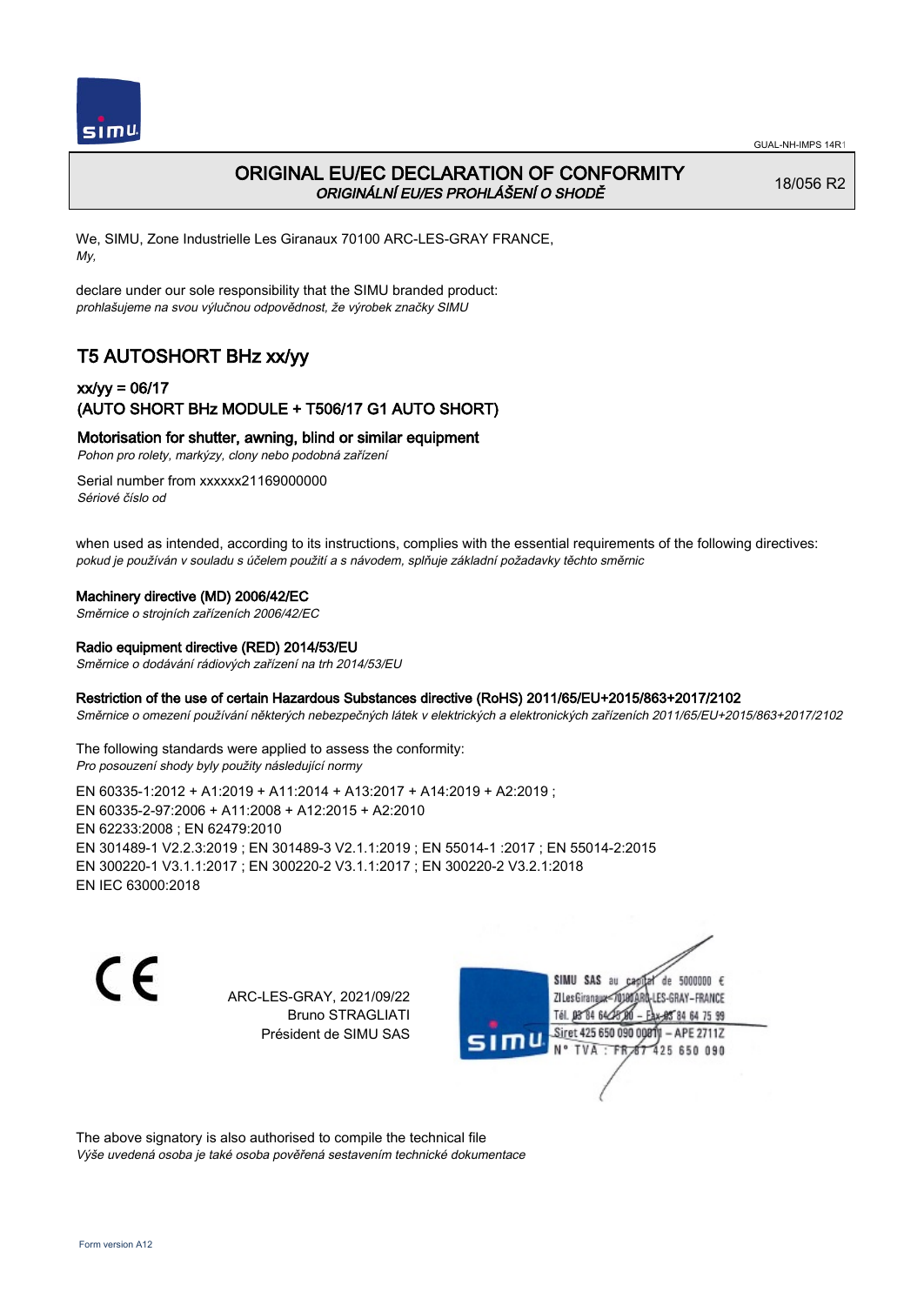# ORIGINAL EU/EC DECLARATION OF CONFORMITY
*ORIGINÁLNÍ EU/ES PROHLÁŠENÍ O SHODĚ*

18/056 R2

We, SIMU, Zone Industrielle Les Giranaux 70100 ARC-LES-GRAY FRANCE,
*My,*

declare under our sole responsibility that the SIMU branded product:
*prohlašujeme na svou výlučnou odpovědnost, že výrobek značky SIMU*

## T5 AUTOSHORT BHz xx/yy

### xx/yy = 06/17
### (AUTO SHORT BHz MODULE + T506/17 G1 AUTO SHORT)

**Motorisation for shutter, awning, blind or similar equipment**
*Pohon pro rolety, markýzy, clony nebo podobná zařízení*

Serial number from xxxxxx21169000000
*Sériové číslo od*

when used as intended, according to its instructions, complies with the essential requirements of the following directives:
*pokud je používán v souladu s účelem použití a s návodem, splňuje základní požadavky těchto směrnic*

**Machinery directive (MD) 2006/42/EC**
*Směrnice o strojních zařízeních 2006/42/EC*

**Radio equipment directive (RED) 2014/53/EU**
*Směrnice o dodávání rádiových zařízení na trh 2014/53/EU*

**Restriction of the use of certain Hazardous Substances directive (RoHS) 2011/65/EU+2015/863+2017/2102**
*Směrnice o omezení používání některých nebezpečných látek v elektrických a elektronických zařízeních 2011/65/EU+2015/863+2017/2102*

The following standards were applied to assess the conformity:
*Pro posouzení shody byly použity následující normy*

EN 60335-1:2012 + A1:2019 + A11:2014 + A13:2017 + A14:2019 + A2:2019 ;
EN 60335-2-97:2006 + A11:2008 + A12:2015 + A2:2010
EN 62233:2008 ; EN 62479:2010
EN 301489-1 V2.2.3:2019 ; EN 301489-3 V2.1.1:2019 ; EN 55014-1 :2017 ; EN 55014-2:2015
EN 300220-1 V3.1.1:2017 ; EN 300220-2 V3.1.1:2017 ; EN 300220-2 V3.2.1:2018
EN IEC 63000:2018

ARC-LES-GRAY, 2021/09/22
Bruno STRAGLIATI
Président de SIMU SAS

SIMU SAS au capital de 5000000 €
ZI Les Giranaux 70100 ARC-LES-GRAY-FRANCE
Tél. 03 84 64 75 00 – Fax 03 84 64 75 99
Siret 425 650 090 00011 – APE 2711Z
N° TVA : FR 87 425 650 090

The above signatory is also authorised to compile the technical file
*Výše uvedená osoba je také osoba pověřená sestavením technické dokumentace*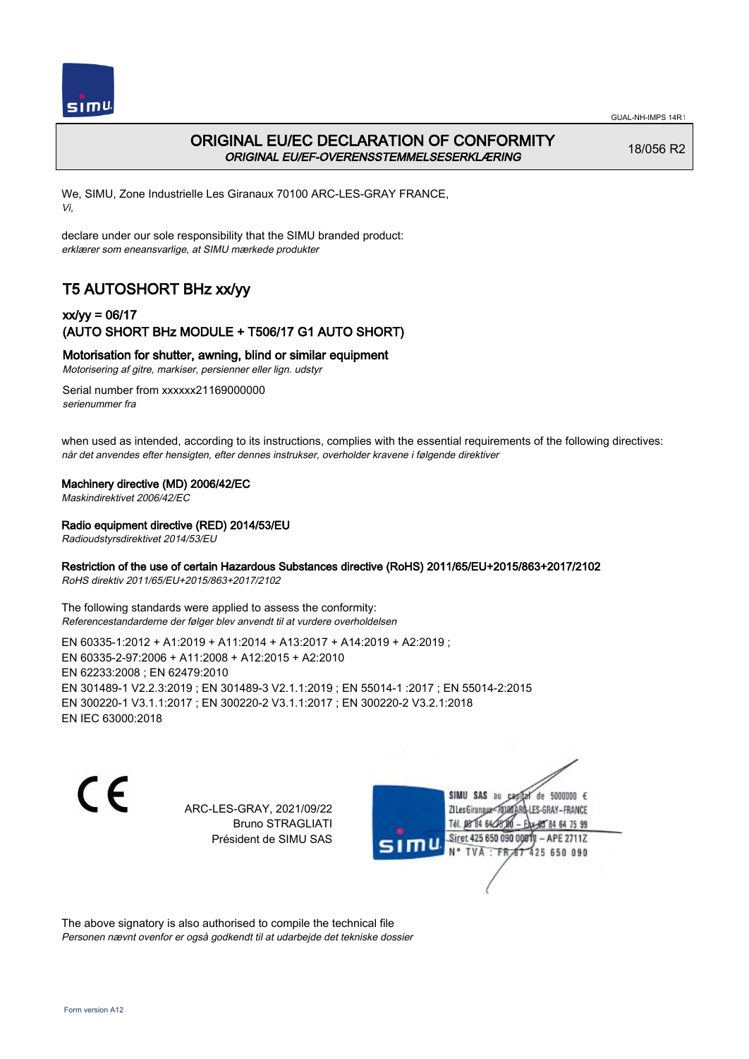# ORIGINAL EU/EC DECLARATION OF CONFORMITY

***ORIGINAL EU/EF-OVERENSSTEMMELSESERKLÆRING***

18/056 R2

We, SIMU, Zone Industrielle Les Giranaux 70100 ARC-LES-GRAY FRANCE,
*Vi,*

declare under our sole responsibility that the SIMU branded product:
*erklærer som eneansvarlige, at SIMU mærkede produkter*

## T5 AUTOSHORT BHz xx/yy

### xx/yy = 06/17
### (AUTO SHORT BHz MODULE + T506/17 G1 AUTO SHORT)

**Motorisation for shutter, awning, blind or similar equipment**
*Motorisering af gitre, markiser, persienner eller lign. udstyr*

Serial number from xxxxxx21169000000
*serienummer fra*

when used as intended, according to its instructions, complies with the essential requirements of the following directives:
*når det anvendes efter hensigten, efter dennes instrukser, overholder kravene i følgende direktiver*

**Machinery directive (MD) 2006/42/EC**
*Maskindirektivet 2006/42/EC*

**Radio equipment directive (RED) 2014/53/EU**
*Radioudstyrsdirektivet 2014/53/EU*

**Restriction of the use of certain Hazardous Substances directive (RoHS) 2011/65/EU+2015/863+2017/2102**
*RoHS direktiv 2011/65/EU+2015/863+2017/2102*

The following standards were applied to assess the conformity:
*Referencestandarderne der følger blev anvendt til at vurdere overholdelsen*

EN 60335-1:2012 + A1:2019 + A11:2014 + A13:2017 + A14:2019 + A2:2019 ;
EN 60335-2-97:2006 + A11:2008 + A12:2015 + A2:2010
EN 62233:2008 ; EN 62479:2010
EN 301489-1 V2.2.3:2019 ; EN 301489-3 V2.1.1:2019 ; EN 55014-1 :2017 ; EN 55014-2:2015
EN 300220-1 V3.1.1:2017 ; EN 300220-2 V3.1.1:2017 ; EN 300220-2 V3.2.1:2018
EN IEC 63000:2018

CE

ARC-LES-GRAY, 2021/09/22
Bruno STRAGLIATI
Président de SIMU SAS

SIMU SAS au capital de 5000000 €
ZI Les Giranaux 70100 ARC-LES-GRAY-FRANCE
Tél. 03 84 64 75 00 – Fax 03 84 64 75 99
Siret 425 650 090 00011 – APE 2711Z
N° TVA : FR 87 425 650 090

The above signatory is also authorised to compile the technical file
*Personen nævnt ovenfor er også godkendt til at udarbejde det tekniske dossier*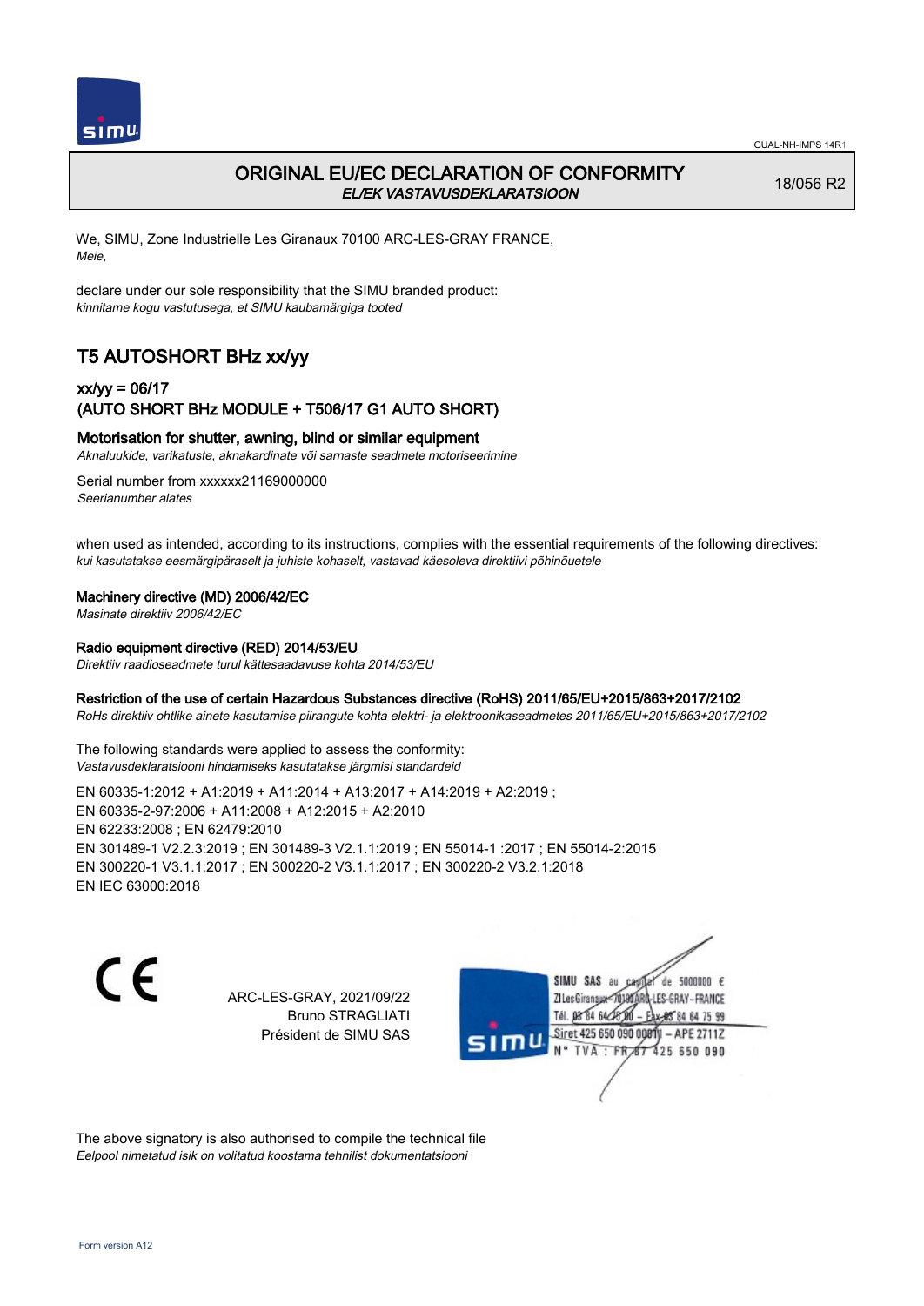# ORIGINAL EU/EC DECLARATION OF CONFORMITY

*EL/EK VASTAVUSDEKLARATSIOON*

18/056 R2

We, SIMU, Zone Industrielle Les Giranaux 70100 ARC-LES-GRAY FRANCE,
*Meie,*

declare under our sole responsibility that the SIMU branded product:
*kinnitame kogu vastutusega, et SIMU kaubamärgiga tooted*

## T5 AUTOSHORT BHz xx/yy

### xx/yy = 06/17
### (AUTO SHORT BHz MODULE + T506/17 G1 AUTO SHORT)

**Motorisation for shutter, awning, blind or similar equipment**
*Aknaluukide, varikatuste, aknakardinate või sarnaste seadmete motoriseerimine*

Serial number from xxxxxx21169000000
*Seerianumber alates*

when used as intended, according to its instructions, complies with the essential requirements of the following directives:
*kui kasutatakse eesmärgipäraselt ja juhiste kohaselt, vastavad käesoleva direktiivi põhinõuetele*

**Machinery directive (MD) 2006/42/EC**
*Masinate direktiiv 2006/42/EC*

**Radio equipment directive (RED) 2014/53/EU**
*Direktiiv raadioseadmete turul kättesaadavuse kohta 2014/53/EU*

**Restriction of the use of certain Hazardous Substances directive (RoHS) 2011/65/EU+2015/863+2017/2102**
*RoHs direktiiv ohtlike ainete kasutamise piirangute kohta elektri- ja elektroonikaseadmetes 2011/65/EU+2015/863+2017/2102*

The following standards were applied to assess the conformity:
*Vastavusdeklaratsiooni hindamiseks kasutatakse järgmisi standardeid*

EN 60335-1:2012 + A1:2019 + A11:2014 + A13:2017 + A14:2019 + A2:2019 ;
EN 60335-2-97:2006 + A11:2008 + A12:2015 + A2:2010
EN 62233:2008 ; EN 62479:2010
EN 301489-1 V2.2.3:2019 ; EN 301489-3 V2.1.1:2019 ; EN 55014-1 :2017 ; EN 55014-2:2015
EN 300220-1 V3.1.1:2017 ; EN 300220-2 V3.1.1:2017 ; EN 300220-2 V3.2.1:2018
EN IEC 63000:2018

ARC-LES-GRAY, 2021/09/22
Bruno STRAGLIATI
Président de SIMU SAS

SIMU SAS au capital de 5000000 €
ZI Les Giranaux 70100 ARC-LES-GRAY-FRANCE
Tél. 03 84 64 75 00 – Fax 03 84 64 75 99
Siret 425 650 090 00011 – APE 2711Z
N° TVA : FR 87 425 650 090

The above signatory is also authorised to compile the technical file
*Eelpool nimetatud isik on volitatud koostama tehnilist dokumentatsiooni*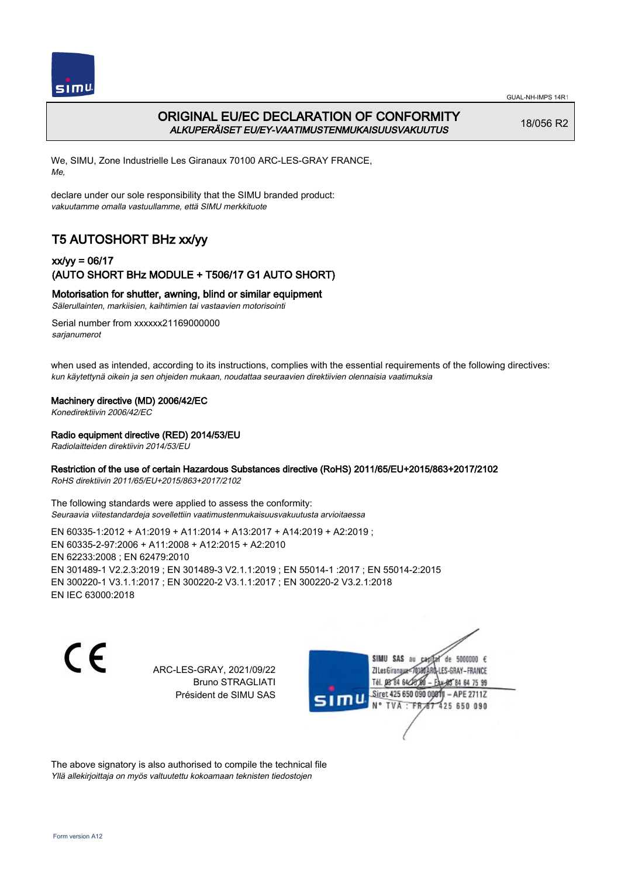GUAL-NH-IMPS 14R1

# ORIGINAL EU/EC DECLARATION OF CONFORMITY
*ALKUPERÄISET EU/EY-VAATIMUSTENMUKAISUUSVAKUUTUS*

18/056 R2

We, SIMU, Zone Industrielle Les Giranaux 70100 ARC-LES-GRAY FRANCE,
*Me,*

declare under our sole responsibility that the SIMU branded product:
*vakuutamme omalla vastuullamme, että SIMU merkkituote*

## T5 AUTOSHORT BHz xx/yy

### xx/yy = 06/17
### (AUTO SHORT BHz MODULE + T506/17 G1 AUTO SHORT)

**Motorisation for shutter, awning, blind or similar equipment**
*Sälerullainten, markiisien, kaihtimien tai vastaavien motorisointi*

Serial number from xxxxxx21169000000
*sarjanumerot*

when used as intended, according to its instructions, complies with the essential requirements of the following directives:
*kun käytettynä oikein ja sen ohjeiden mukaan, noudattaa seuraavien direktiivien olennaisia vaatimuksia*

**Machinery directive (MD) 2006/42/EC**
*Konedirektiivin 2006/42/EC*

**Radio equipment directive (RED) 2014/53/EU**
*Radiolaitteiden direktiivin 2014/53/EU*

**Restriction of the use of certain Hazardous Substances directive (RoHS) 2011/65/EU+2015/863+2017/2102**
*RoHS direktiivin 2011/65/EU+2015/863+2017/2102*

The following standards were applied to assess the conformity:
*Seuraavia viitestandardeja sovellettiin vaatimustenmukaisuusvakuutusta arvioitaessa*

EN 60335-1:2012 + A1:2019 + A11:2014 + A13:2017 + A14:2019 + A2:2019 ;
EN 60335-2-97:2006 + A11:2008 + A12:2015 + A2:2010
EN 62233:2008 ; EN 62479:2010
EN 301489-1 V2.2.3:2019 ; EN 301489-3 V2.1.1:2019 ; EN 55014-1 :2017 ; EN 55014-2:2015
EN 300220-1 V3.1.1:2017 ; EN 300220-2 V3.1.1:2017 ; EN 300220-2 V3.2.1:2018
EN IEC 63000:2018

CE

ARC-LES-GRAY, 2021/09/22
Bruno STRAGLIATI
Président de SIMU SAS

SIMU SAS au capital de 5000000 €
ZI Les Giranaux 70100 ARC-LES-GRAY-FRANCE
Tél. 03 84 64 75 00 – Fax 03 84 64 75 99
Siret 425 650 090 00011 – APE 2711Z
N° TVA : FR 87 425 650 090

The above signatory is also authorised to compile the technical file
*Yllä allekirjoittaja on myös valtuutettu kokoamaan teknisten tiedostojen*

Form version A12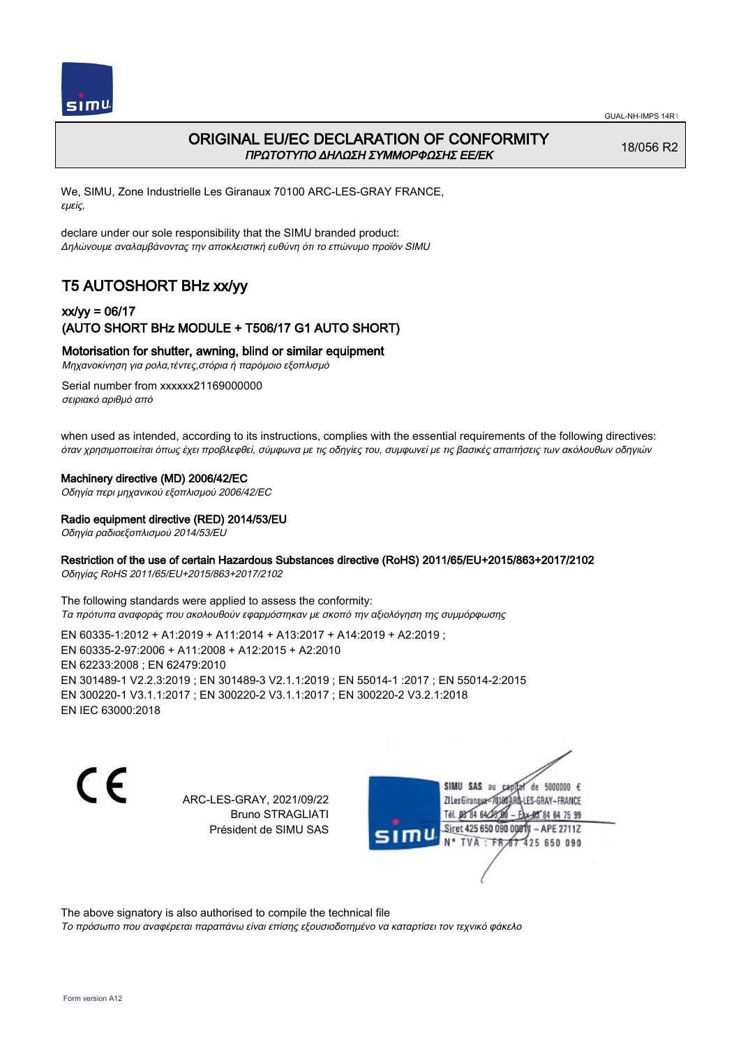# ORIGINAL EU/EC DECLARATION OF CONFORMITY
*ΠΡΩΤΟΤΥΠΟ ΔΗΛΩΣΗ ΣΥΜΜΟΡΦΩΣΗΣ ΕΕ/ΕΚ*

18/056 R2

We, SIMU, Zone Industrielle Les Giranaux 70100 ARC-LES-GRAY FRANCE,
*εμείς,*

declare under our sole responsibility that the SIMU branded product:
*Δηλώνουμε αναλαμβάνοντας την αποκλειστική ευθύνη ότι το επώνυμο προϊόν SIMU*

## T5 AUTOSHORT BHz xx/yy

### xx/yy = 06/17
### (AUTO SHORT BHz MODULE + T506/17 G1 AUTO SHORT)

**Motorisation for shutter, awning, blind or similar equipment**
*Μηχανοκίνηση για ρολα,τέντες,στόρια ή παρόμοιο εξοπλισμό*

Serial number from xxxxxx21169000000
*σειριακό αριθμό από*

when used as intended, according to its instructions, complies with the essential requirements of the following directives:
*όταν χρησιμοποιείται όπως έχει προβλεφθεί, σύμφωνα με τις οδηγίες του, συμφωνεί με τις βασικές απαιτήσεις των ακόλουθων οδηγιών*

**Machinery directive (MD) 2006/42/EC**
*Οδηγία περι μηχανικού εξοπλισμού 2006/42/EC*

**Radio equipment directive (RED) 2014/53/EU**
*Οδηγία ραδιοεξοπλισμού 2014/53/EU*

**Restriction of the use of certain Hazardous Substances directive (RoHS) 2011/65/EU+2015/863+2017/2102**
*Οδηγίας RoHS 2011/65/EU+2015/863+2017/2102*

The following standards were applied to assess the conformity:
*Τα πρότυπα αναφοράς που ακολουθούν εφαρμόστηκαν με σκοπό την αξιολόγηση της συμμόρφωσης*

EN 60335-1:2012 + A1:2019 + A11:2014 + A13:2017 + A14:2019 + A2:2019 ;
EN 60335-2-97:2006 + A11:2008 + A12:2015 + A2:2010
EN 62233:2008 ; EN 62479:2010
EN 301489-1 V2.2.3:2019 ; EN 301489-3 V2.1.1:2019 ; EN 55014-1 :2017 ; EN 55014-2:2015
EN 300220-1 V3.1.1:2017 ; EN 300220-2 V3.1.1:2017 ; EN 300220-2 V3.2.1:2018
EN IEC 63000:2018

CE

ARC-LES-GRAY, 2021/09/22
Bruno STRAGLIATI
Président de SIMU SAS

SIMU SAS au capital de 5000000 €
ZI Les Giranaux 70100 ARC-LES-GRAY-FRANCE
Tél. 03 84 64 75 00 – Fax 03 84 64 75 99
Siret 425 650 090 00011 – APE 2711Z
N° TVA : FR 87 425 650 090

The above signatory is also authorised to compile the technical file
*Το πρόσωπο που αναφέρεται παραπάνω είναι επίσης εξουσιοδοτημένο να καρτίσει τον τεχνικό φάκελο*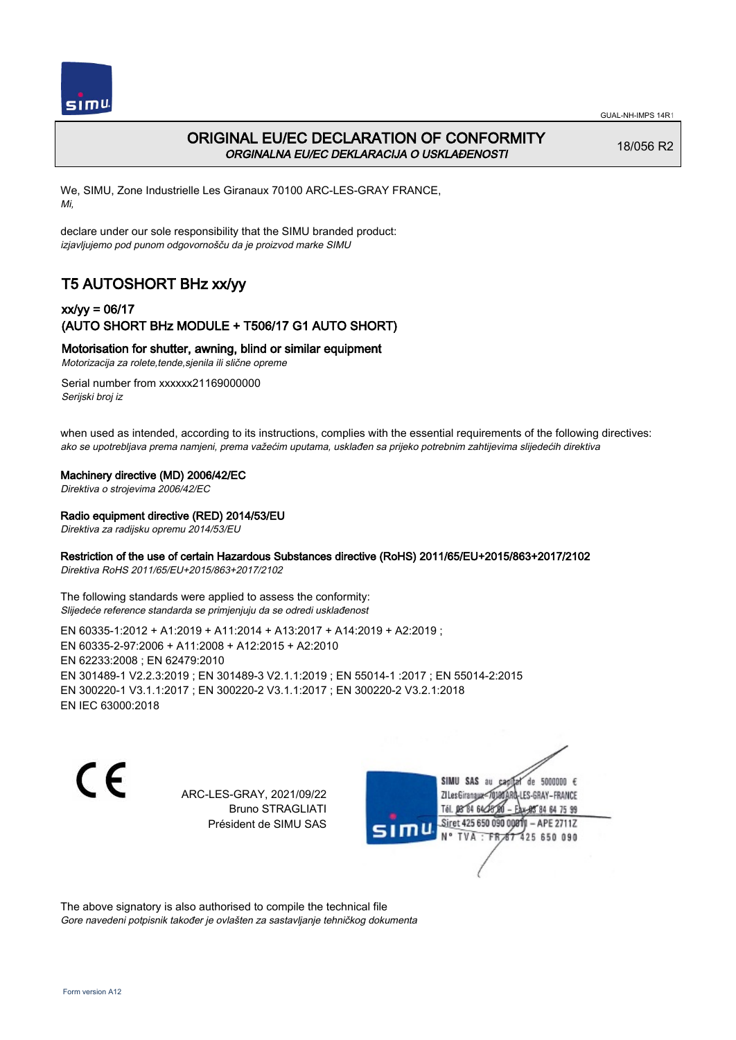# ORIGINAL EU/EC DECLARATION OF CONFORMITY

*ORGINALNA EU/EC DEKLARACIJA O USKLAĐENOSTI*

18/056 R2

We, SIMU, Zone Industrielle Les Giranaux 70100 ARC-LES-GRAY FRANCE,
*Mi,*

declare under our sole responsibility that the SIMU branded product:
*izjavljujemo pod punom odgovornošću da je proizvod marke SIMU*

## T5 AUTOSHORT BHz xx/yy

### xx/yy = 06/17
### (AUTO SHORT BHz MODULE + T506/17 G1 AUTO SHORT)

**Motorisation for shutter, awning, blind or similar equipment**
*Motorizacija za rolete,tende,sjenila ili slične opreme*

Serial number from xxxxxx21169000000
*Serijski broj iz*

when used as intended, according to its instructions, complies with the essential requirements of the following directives:
*ako se upotrebljava prema namjeni, prema važećim uputama, usklađen sa prijeko potrebnim zahtijevima slijedećih direktiva*

**Machinery directive (MD) 2006/42/EC**
*Direktiva o strojevima 2006/42/EC*

**Radio equipment directive (RED) 2014/53/EU**
*Direktiva za radijsku opremu 2014/53/EU*

**Restriction of the use of certain Hazardous Substances directive (RoHS) 2011/65/EU+2015/863+2017/2102**
*Direktiva RoHS 2011/65/EU+2015/863+2017/2102*

The following standards were applied to assess the conformity:
*Slijedeće reference standarda se primjenjuju da se odredi usklađenost*

EN 60335-1:2012 + A1:2019 + A11:2014 + A13:2017 + A14:2019 + A2:2019 ;
EN 60335-2-97:2006 + A11:2008 + A12:2015 + A2:2010
EN 62233:2008 ; EN 62479:2010
EN 301489-1 V2.2.3:2019 ; EN 301489-3 V2.1.1:2019 ; EN 55014-1 :2017 ; EN 55014-2:2015
EN 300220-1 V3.1.1:2017 ; EN 300220-2 V3.1.1:2017 ; EN 300220-2 V3.2.1:2018
EN IEC 63000:2018

CE

ARC-LES-GRAY, 2021/09/22
Bruno STRAGLIATI
Président de SIMU SAS

SIMU SAS au capital de 5000000 €
ZI Les Giranaux 70100 ARC-LES-GRAY-FRANCE
Tél. 03 84 64 75 00 – Fax 03 84 64 75 99
Siret 425 650 090 00011 – APE 2711Z
N° TVA : FR 67 425 650 090

The above signatory is also authorised to compile the technical file
*Gore navedeni potpisnik također je ovlašten za sastavljanje tehničkog dokumenta*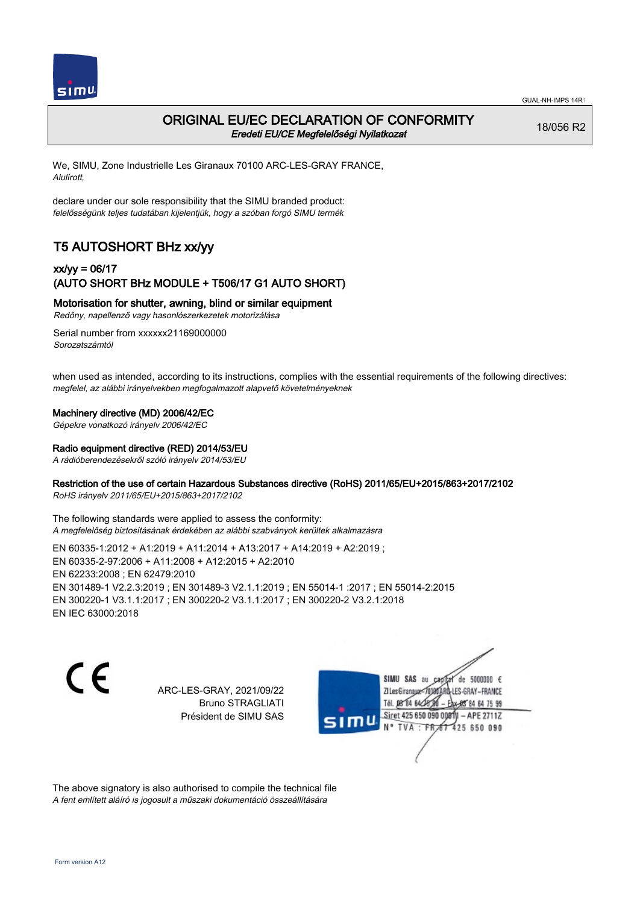GUAL-NH-IMPS 14R1

# ORIGINAL EU/EC DECLARATION OF CONFORMITY
*Eredeti EU/CE Megfelelőségi Nyilatkozat*

18/056 R2

We, SIMU, Zone Industrielle Les Giranaux 70100 ARC-LES-GRAY FRANCE,
*Alulírott,*

declare under our sole responsibility that the SIMU branded product:
*felelősségünk teljes tudatában kijelentjük, hogy a szóban forgó SIMU termék*

## T5 AUTOSHORT BHz xx/yy

### xx/yy = 06/17
### (AUTO SHORT BHz MODULE + T506/17 G1 AUTO SHORT)

**Motorisation for shutter, awning, blind or similar equipment**
*Redőny, napellenző vagy hasonlószerkezetek motorizálása*

Serial number from xxxxxx21169000000
*Sorozatszámtól*

when used as intended, according to its instructions, complies with the essential requirements of the following directives:
*megfelel, az alábbi irányelvekben megfogalmazott alapvető követelményeknek*

**Machinery directive (MD) 2006/42/EC**
*Gépekre vonatkozó irányelv 2006/42/EC*

**Radio equipment directive (RED) 2014/53/EU**
*A rádióberendezésekről szóló irányelv 2014/53/EU*

**Restriction of the use of certain Hazardous Substances directive (RoHS) 2011/65/EU+2015/863+2017/2102**
*RoHS irányelv 2011/65/EU+2015/863+2017/2102*

The following standards were applied to assess the conformity:
*A megfelelőség biztosításának érdekében az alábbi szabványok kerültek alkalmazásra*

EN 60335-1:2012 + A1:2019 + A11:2014 + A13:2017 + A14:2019 + A2:2019 ;
EN 60335-2-97:2006 + A11:2008 + A12:2015 + A2:2010
EN 62233:2008 ; EN 62479:2010
EN 301489-1 V2.2.3:2019 ; EN 301489-3 V2.1.1:2019 ; EN 55014-1 :2017 ; EN 55014-2:2015
EN 300220-1 V3.1.1:2017 ; EN 300220-2 V3.1.1:2017 ; EN 300220-2 V3.2.1:2018
EN IEC 63000:2018

CE

ARC-LES-GRAY, 2021/09/22
Bruno STRAGLIATI
Président de SIMU SAS

SIMU SAS au capital de 5000000 €
ZI Les Giranaux 70100 ARC-LES-GRAY–FRANCE
Tél. 03 84 64 78 00 – Fax 03 84 64 75 99
Siret 425 650 090 00011 – APE 2711Z
N° TVA : FR 87 425 650 090

The above signatory is also authorised to compile the technical file
*A fent említett aláíró is jogosult a műszaki dokumentáció összeállítására*

Form version A12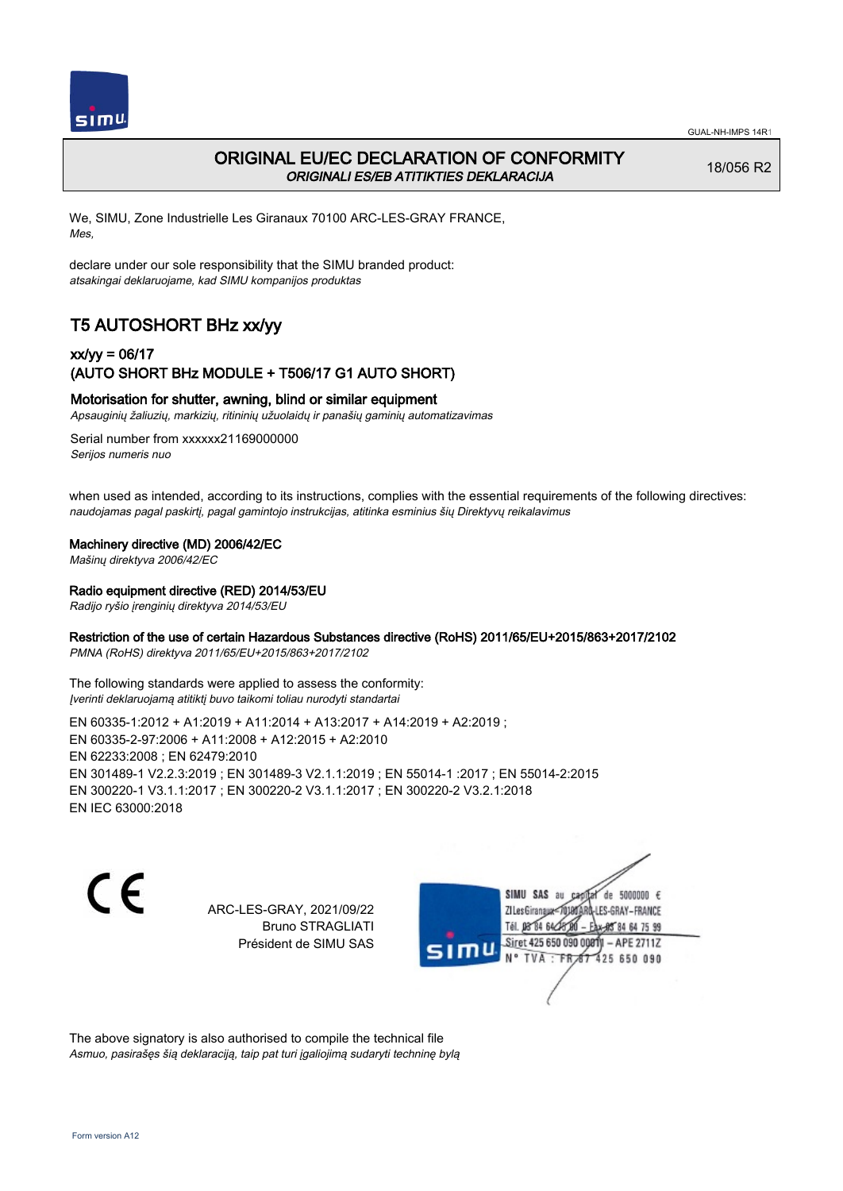# ORIGINAL EU/EC DECLARATION OF CONFORMITY
*ORIGINALI ES/EB ATITIKTIES DEKLARACIJA*

18/056 R2

We, SIMU, Zone Industrielle Les Giranaux 70100 ARC-LES-GRAY FRANCE,
*Mes,*

declare under our sole responsibility that the SIMU branded product:
*atsakingai deklaruojame, kad SIMU kompanijos produktas*

## T5 AUTOSHORT BHz xx/yy

### xx/yy = 06/17
### (AUTO SHORT BHz MODULE + T506/17 G1 AUTO SHORT)

**Motorisation for shutter, awning, blind or similar equipment**
*Apsauginių žaliuzių, markizių, ritininių užuolaidų ir panašių gaminių automatizavimas*

Serial number from xxxxxx21169000000
*Serijos numeris nuo*

when used as intended, according to its instructions, complies with the essential requirements of the following directives:
*naudojamas pagal paskirtį, pagal gamintojo instrukcijas, atitinka esminius šių Direktyvų reikalavimus*

**Machinery directive (MD) 2006/42/EC**
*Mašinų direktyva 2006/42/EC*

**Radio equipment directive (RED) 2014/53/EU**
*Radijo ryšio įrenginių direktyva 2014/53/EU*

**Restriction of the use of certain Hazardous Substances directive (RoHS) 2011/65/EU+2015/863+2017/2102**
*PMNA (RoHS) direktyva 2011/65/EU+2015/863+2017/2102*

The following standards were applied to assess the conformity:
*Įverinti deklaruojamą atitiktį buvo taikomi toliau nurodyti standartai*

EN 60335-1:2012 + A1:2019 + A11:2014 + A13:2017 + A14:2019 + A2:2019 ;
EN 60335-2-97:2006 + A11:2008 + A12:2015 + A2:2010
EN 62233:2008 ; EN 62479:2010
EN 301489-1 V2.2.3:2019 ; EN 301489-3 V2.1.1:2019 ; EN 55014-1 :2017 ; EN 55014-2:2015
EN 300220-1 V3.1.1:2017 ; EN 300220-2 V3.1.1:2017 ; EN 300220-2 V3.2.1:2018
EN IEC 63000:2018

CE

ARC-LES-GRAY, 2021/09/22
Bruno STRAGLIATI
Président de SIMU SAS

SIMU SAS au capital de 5000000 €
ZI Les Giranaux 70100 ARC-LES-GRAY-FRANCE
Tél. 03 84 64 75 00 – Fax 03 84 64 75 99
Siret 425 650 090 00011 – APE 2711Z
N° TVA : FR 67 425 650 090

The above signatory is also authorised to compile the technical file
*Asmuo, pasirašęs šią deklaraciją, taip pat turi įgaliojimą sudaryti techninę bylą*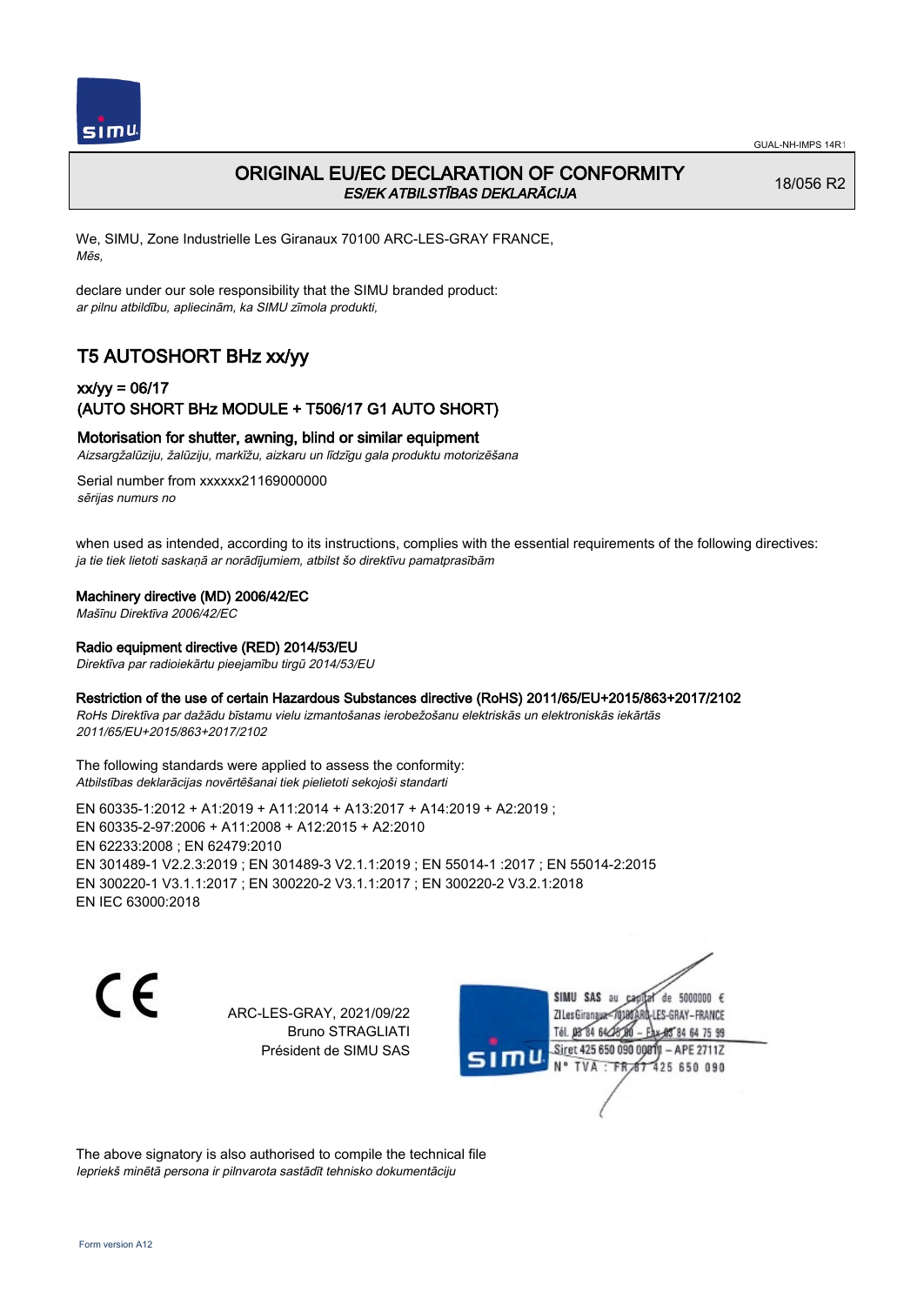# ORIGINAL EU/EC DECLARATION OF CONFORMITY

*ES/EK ATBILSTĪBAS DEKLARĀCIJA*

18/056 R2

We, SIMU, Zone Industrielle Les Giranaux 70100 ARC-LES-GRAY FRANCE,
*Mēs,*

declare under our sole responsibility that the SIMU branded product:
*ar pilnu atbildību, apliecinām, ka SIMU zīmola produkti,*

## T5 AUTOSHORT BHz xx/yy

### xx/yy = 06/17
### (AUTO SHORT BHz MODULE + T506/17 G1 AUTO SHORT)

**Motorisation for shutter, awning, blind or similar equipment**
*Aizsargžalūziju, žalūziju, markīžu, aizkaru un līdzīgu gala produktu motorizēšana*

Serial number from xxxxxx21169000000
*sērijas numurs no*

when used as intended, according to its instructions, complies with the essential requirements of the following directives:
*ja tie tiek lietoti saskaņā ar norādījumiem, atbilst šo direktīvu pamatprasībām*

**Machinery directive (MD) 2006/42/EC**
*Mašīnu Direktīva 2006/42/EC*

**Radio equipment directive (RED) 2014/53/EU**
*Direktīva par radioiekārtu pieejamību tirgū 2014/53/EU*

**Restriction of the use of certain Hazardous Substances directive (RoHS) 2011/65/EU+2015/863+2017/2102**
*RoHs Direktīva par dažādu bīstamu vielu izmantošanas ierobežošanu elektriskās un elektroniskās iekārtās 2011/65/EU+2015/863+2017/2102*

The following standards were applied to assess the conformity:
*Atbilstības deklarācijas novērtēšanai tiek pielietoti sekojoši standarti*

EN 60335-1:2012 + A1:2019 + A11:2014 + A13:2017 + A14:2019 + A2:2019 ;
EN 60335-2-97:2006 + A11:2008 + A12:2015 + A2:2010
EN 62233:2008 ; EN 62479:2010
EN 301489-1 V2.2.3:2019 ; EN 301489-3 V2.1.1:2019 ; EN 55014-1 :2017 ; EN 55014-2:2015
EN 300220-1 V3.1.1:2017 ; EN 300220-2 V3.1.1:2017 ; EN 300220-2 V3.2.1:2018
EN IEC 63000:2018

ARC-LES-GRAY, 2021/09/22
Bruno STRAGLIATI
Président de SIMU SAS

SIMU SAS au capital de 5000000 €
ZI Les Giranaux 70100 ARC-LES-GRAY-FRANCE
Tél. 03 84 64 78 00 – Fax 03 84 64 75 99
Siret 425 650 090 00011 – APE 2711Z
N° TVA : FR 87 425 650 090

The above signatory is also authorised to compile the technical file
*Iepriekš minētā persona ir pilnvarota sastādīt tehnisko dokumentāciju*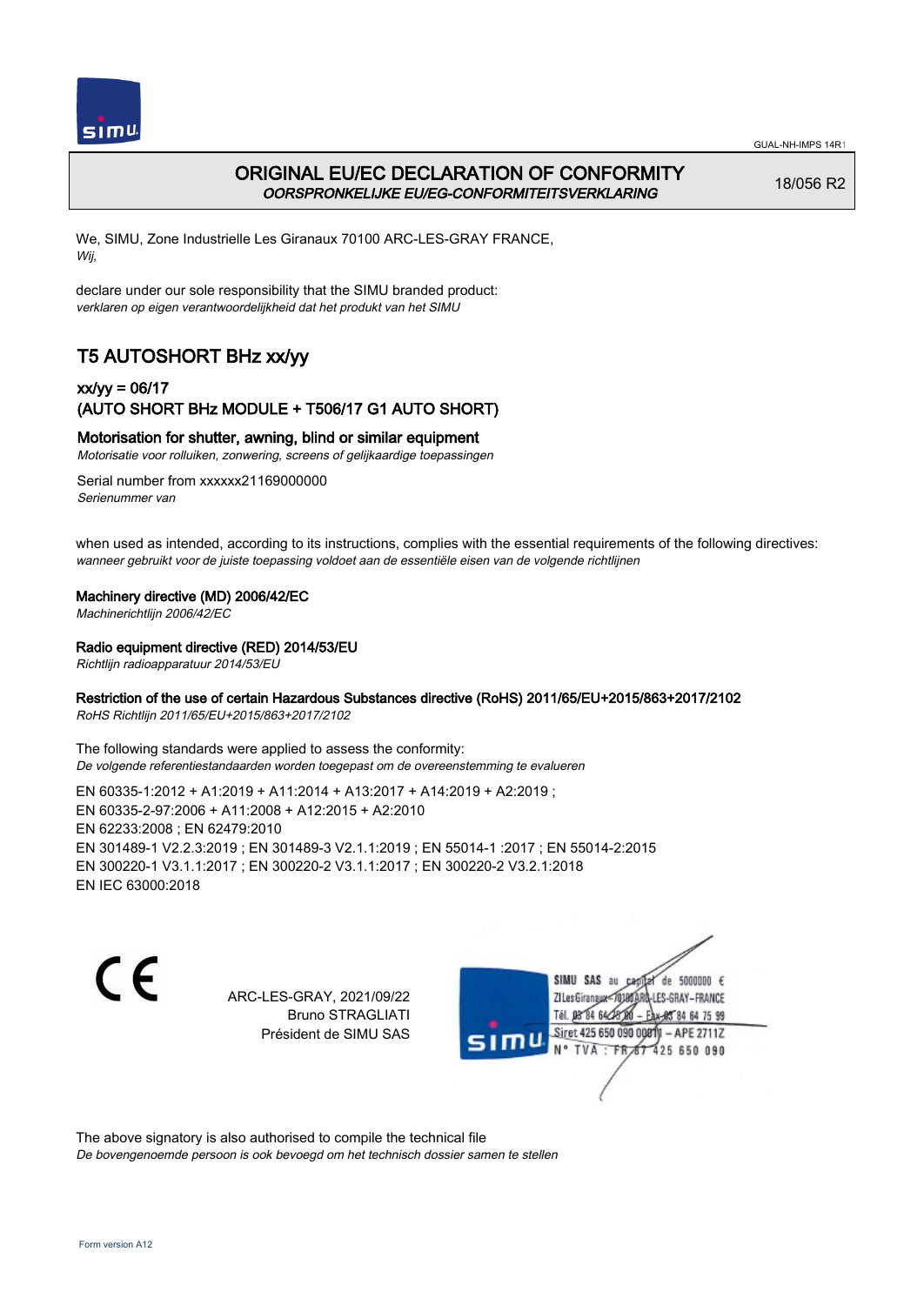# ORIGINAL EU/EC DECLARATION OF CONFORMITY

*OORSPRONKELIJKE EU/EG-CONFORMITEITSVERKLARING*

18/056 R2

We, SIMU, Zone Industrielle Les Giranaux 70100 ARC-LES-GRAY FRANCE,
*Wij,*

declare under our sole responsibility that the SIMU branded product:
*verklaren op eigen verantwoordelijkheid dat het produkt van het SIMU*

## T5 AUTOSHORT BHz xx/yy

### xx/yy = 06/17
### (AUTO SHORT BHz MODULE + T506/17 G1 AUTO SHORT)

### Motorisation for shutter, awning, blind or similar equipment
*Motorisatie voor rolluiken, zonwering, screens of gelijkaardige toepassingen*

Serial number from xxxxxx21169000000
*Serienummer van*

when used as intended, according to its instructions, complies with the essential requirements of the following directives:
*wanneer gebruikt voor de juiste toepassing voldoet aan de essentiële eisen van de volgende richtlijnen*

**Machinery directive (MD) 2006/42/EC**
*Machinerichtlijn 2006/42/EC*

**Radio equipment directive (RED) 2014/53/EU**
*Richtlijn radioapparatuur 2014/53/EU*

**Restriction of the use of certain Hazardous Substances directive (RoHS) 2011/65/EU+2015/863+2017/2102**
*RoHS Richtlijn 2011/65/EU+2015/863+2017/2102*

The following standards were applied to assess the conformity:
*De volgende referentiestandaarden worden toegepast om de overeenstemming te evalueren*

EN 60335-1:2012 + A1:2019 + A11:2014 + A13:2017 + A14:2019 + A2:2019 ;
EN 60335-2-97:2006 + A11:2008 + A12:2015 + A2:2010
EN 62233:2008 ; EN 62479:2010
EN 301489-1 V2.2.3:2019 ; EN 301489-3 V2.1.1:2019 ; EN 55014-1 :2017 ; EN 55014-2:2015
EN 300220-1 V3.1.1:2017 ; EN 300220-2 V3.1.1:2017 ; EN 300220-2 V3.2.1:2018
EN IEC 63000:2018

ARC-LES-GRAY, 2021/09/22
Bruno STRAGLIATI
Président de SIMU SAS

SIMU SAS au capital de 5000000 €
ZI Les Giranaux 70100 ARC-LES-GRAY-FRANCE
Tél. 03 84 64 75 00 – Fax 03 84 64 75 99
Siret 425 650 090 00011 – APE 2711Z
N° TVA : FR 67 425 650 090

The above signatory is also authorised to compile the technical file
*De bovengenoemde persoon is ook bevoegd om het technisch dossier samen te stellen*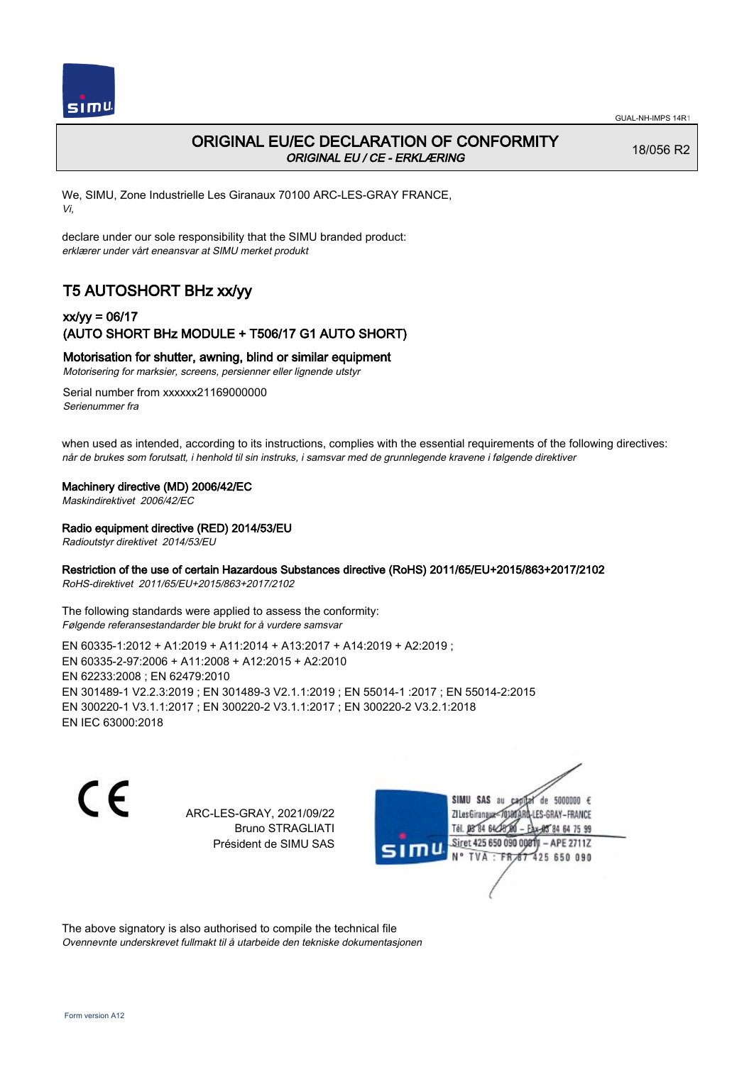# ORIGINAL EU/EC DECLARATION OF CONFORMITY

*ORIGINAL EU / CE - ERKLÆRING*

18/056 R2

We, SIMU, Zone Industrielle Les Giranaux 70100 ARC-LES-GRAY FRANCE,
*Vi,*

declare under our sole responsibility that the SIMU branded product:
*erklærer under vårt eneansvar at SIMU merket produkt*

## T5 AUTOSHORT BHz xx/yy

### xx/yy = 06/17
### (AUTO SHORT BHz MODULE + T506/17 G1 AUTO SHORT)

### Motorisation for shutter, awning, blind or similar equipment
*Motorisering for marksier, screens, persienner eller lignende utstyr*

Serial number from xxxxxx21169000000
*Serienummer fra*

when used as intended, according to its instructions, complies with the essential requirements of the following directives:
*når de brukes som forutsatt, i henhold til sin instruks, i samsvar med de grunnlegende kravene i følgende direktiver*

**Machinery directive (MD) 2006/42/EC**
*Maskindirektivet 2006/42/EC*

**Radio equipment directive (RED) 2014/53/EU**
*Radioutstyr direktivet 2014/53/EU*

**Restriction of the use of certain Hazardous Substances directive (RoHS) 2011/65/EU+2015/863+2017/2102**
*RoHS-direktivet 2011/65/EU+2015/863+2017/2102*

The following standards were applied to assess the conformity:
*Følgende referansestandarder ble brukt for å vurdere samsvar*

EN 60335-1:2012 + A1:2019 + A11:2014 + A13:2017 + A14:2019 + A2:2019 ;
EN 60335-2-97:2006 + A11:2008 + A12:2015 + A2:2010
EN 62233:2008 ; EN 62479:2010
EN 301489-1 V2.2.3:2019 ; EN 301489-3 V2.1.1:2019 ; EN 55014-1 :2017 ; EN 55014-2:2015
EN 300220-1 V3.1.1:2017 ; EN 300220-2 V3.1.1:2017 ; EN 300220-2 V3.2.1:2018
EN IEC 63000:2018

ARC-LES-GRAY, 2021/09/22
Bruno STRAGLIATI
Président de SIMU SAS

SIMU SAS au capital de 5000000 €
ZI Les Giranaux 70100 ARC-LES-GRAY – FRANCE
Tél. 03 84 64 75 00 – Fax 03 84 64 75 99
Siret 425 650 090 00011 – APE 2711Z
N° TVA : FR 67 425 650 090

The above signatory is also authorised to compile the technical file
*Ovennevnte underskrevet fullmakt til å utarbeide den tekniske dokumentasjonen*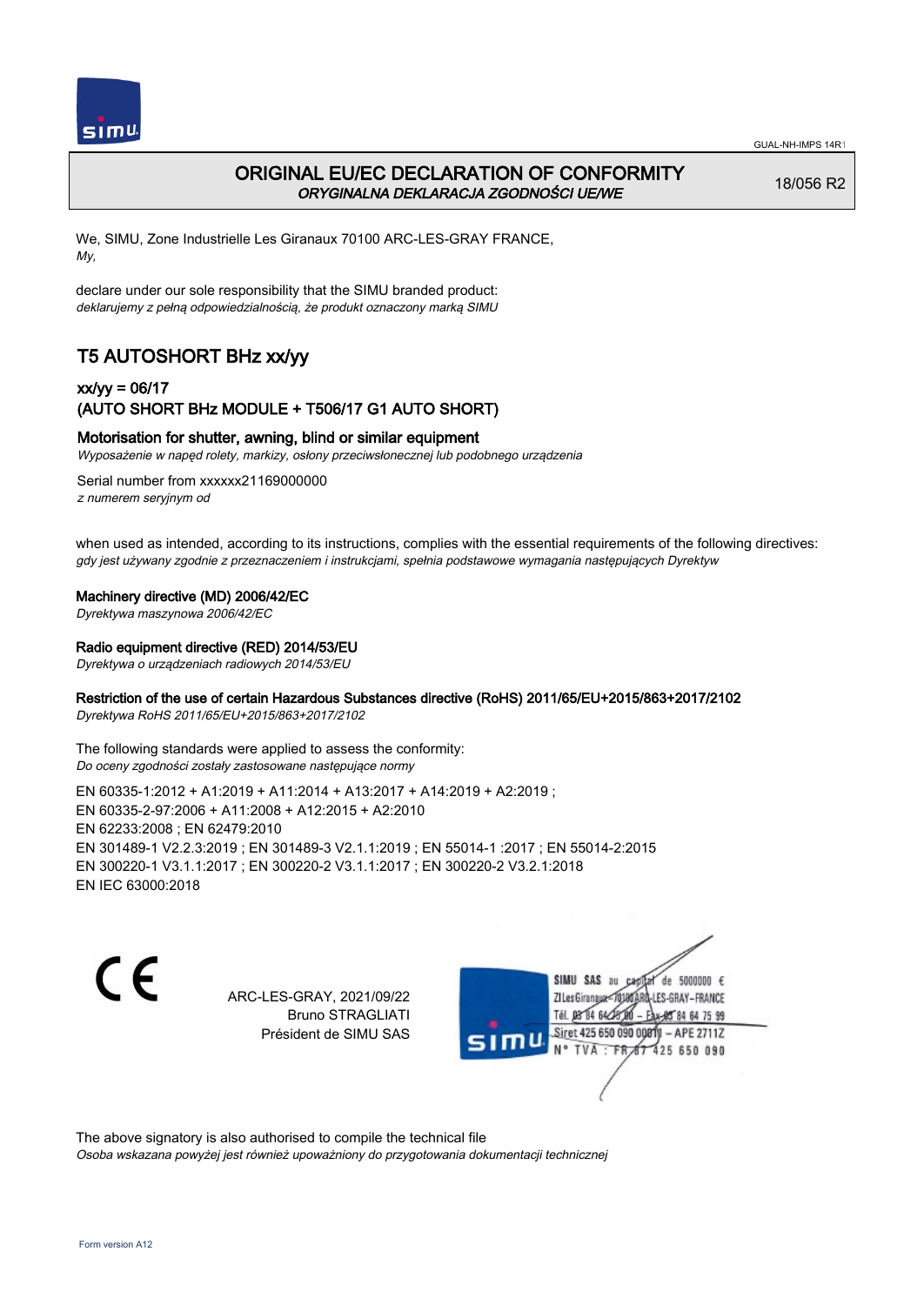GUAL-NH-IMPS 14R1

# ORIGINAL EU/EC DECLARATION OF CONFORMITY
*ORYGINALNA DEKLARACJA ZGODNOŚCI UE/WE*

18/056 R2

We, SIMU, Zone Industrielle Les Giranaux 70100 ARC-LES-GRAY FRANCE,
*My,*

declare under our sole responsibility that the SIMU branded product:
*deklarujemy z pełną odpowiedzialnością, że produkt oznaczony marką SIMU*

## T5 AUTOSHORT BHz xx/yy

### xx/yy = 06/17
### (AUTO SHORT BHz MODULE + T506/17 G1 AUTO SHORT)

**Motorisation for shutter, awning, blind or similar equipment**
*Wyposażenie w napęd rolety, markizy, osłony przeciwsłonecznej lub podobnego urządzenia*

Serial number from xxxxxx21169000000
*z numerem seryjnym od*

when used as intended, according to its instructions, complies with the essential requirements of the following directives:
*gdy jest używany zgodnie z przeznaczeniem i instrukcjami, spełnia podstawowe wymagania następujących Dyrektyw*

**Machinery directive (MD) 2006/42/EC**
*Dyrektywa maszynowa 2006/42/EC*

**Radio equipment directive (RED) 2014/53/EU**
*Dyrektywa o urządzeniach radiowych 2014/53/EU*

**Restriction of the use of certain Hazardous Substances directive (RoHS) 2011/65/EU+2015/863+2017/2102**
*Dyrektywa RoHS 2011/65/EU+2015/863+2017/2102*

The following standards were applied to assess the conformity:
*Do oceny zgodności zostały zastosowane następujące normy*

EN 60335-1:2012 + A1:2019 + A11:2014 + A13:2017 + A14:2019 + A2:2019 ;
EN 60335-2-97:2006 + A11:2008 + A12:2015 + A2:2010
EN 62233:2008 ; EN 62479:2010
EN 301489-1 V2.2.3:2019 ; EN 301489-3 V2.1.1:2019 ; EN 55014-1 :2017 ; EN 55014-2:2015
EN 300220-1 V3.1.1:2017 ; EN 300220-2 V3.1.1:2017 ; EN 300220-2 V3.2.1:2018
EN IEC 63000:2018

CE

ARC-LES-GRAY, 2021/09/22
Bruno STRAGLIATI
Président de SIMU SAS

SIMU SAS au capital de 5000000 €
ZI Les Giranaux 70100 ARC-LES-GRAY-FRANCE
Tél. 03 84 64 75 00 – Fax 03 84 64 75 99
Siret 425 650 090 00011 – APE 2711Z
N° TVA : FR 67 425 650 090

The above signatory is also authorised to compile the technical file
*Osoba wskazana powyżej jest również upoważniony do przygotowania dokumentacji technicznej*

Form version A12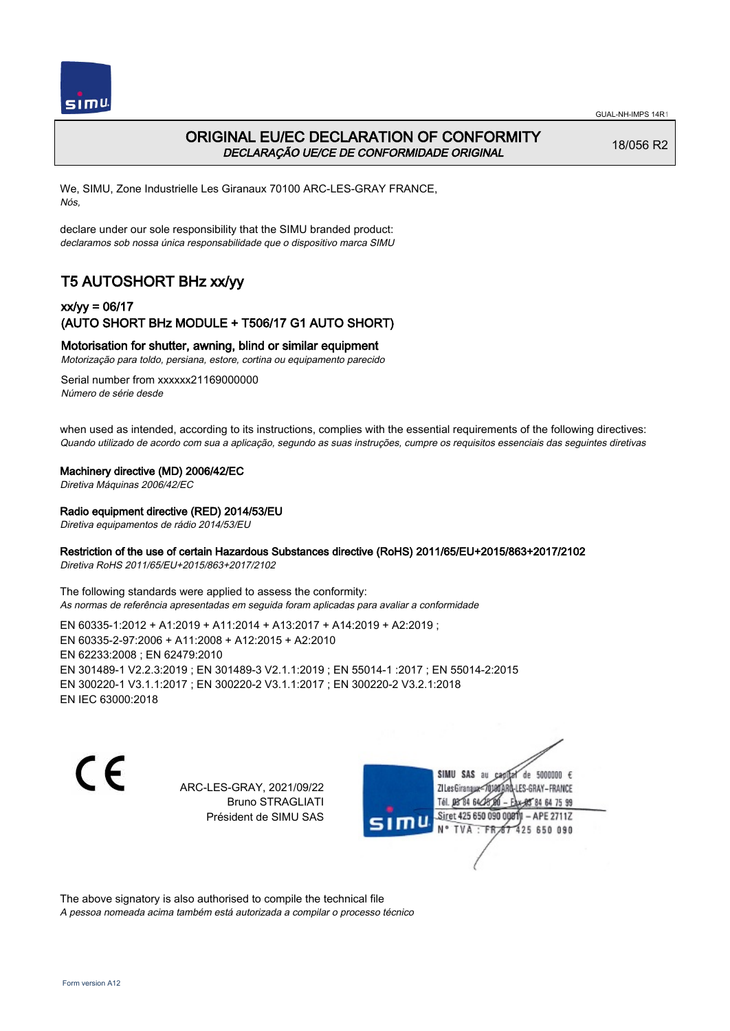# ORIGINAL EU/EC DECLARATION OF CONFORMITY

*DECLARAÇÃO UE/CE DE CONFORMIDADE ORIGINAL*

18/056 R2

We, SIMU, Zone Industrielle Les Giranaux 70100 ARC-LES-GRAY FRANCE,
*Nós,*

declare under our sole responsibility that the SIMU branded product:
*declaramos sob nossa única responsabilidade que o dispositivo marca SIMU*

## T5 AUTOSHORT BHz xx/yy

### xx/yy = 06/17
### (AUTO SHORT BHz MODULE + T506/17 G1 AUTO SHORT)

**Motorisation for shutter, awning, blind or similar equipment**
*Motorização para toldo, persiana, estore, cortina ou equipamento parecido*

Serial number from xxxxxx21169000000
*Número de série desde*

when used as intended, according to its instructions, complies with the essential requirements of the following directives:
*Quando utilizado de acordo com sua a aplicação, segundo as suas instruções, cumpre os requisitos essenciais das seguintes diretivas*

**Machinery directive (MD) 2006/42/EC**
*Diretiva Máquinas 2006/42/EC*

**Radio equipment directive (RED) 2014/53/EU**
*Diretiva equipamentos de rádio 2014/53/EU*

**Restriction of the use of certain Hazardous Substances directive (RoHS) 2011/65/EU+2015/863+2017/2102**
*Diretiva RoHS 2011/65/EU+2015/863+2017/2102*

The following standards were applied to assess the conformity:
*As normas de referência apresentadas em seguida foram aplicadas para avaliar a conformidade*

EN 60335-1:2012 + A1:2019 + A11:2014 + A13:2017 + A14:2019 + A2:2019 ;
EN 60335-2-97:2006 + A11:2008 + A12:2015 + A2:2010
EN 62233:2008 ; EN 62479:2010
EN 301489-1 V2.2.3:2019 ; EN 301489-3 V2.1.1:2019 ; EN 55014-1 :2017 ; EN 55014-2:2015
EN 300220-1 V3.1.1:2017 ; EN 300220-2 V3.1.1:2017 ; EN 300220-2 V3.2.1:2018
EN IEC 63000:2018

CE

ARC-LES-GRAY, 2021/09/22
Bruno STRAGLIATI
Président de SIMU SAS

SIMU SAS au capital de 5000000 €
ZI Les Giranaux 70100 ARC-LES-GRAY-FRANCE
Tél. 03 84 64 75 00 – Fax 03 84 64 75 99
Siret 425 650 090 00011 – APE 2711Z
N° TVA : FR 67 425 650 090

The above signatory is also authorised to compile the technical file
*A pessoa nomeada acima também está autorizada a compilar o processo técnico*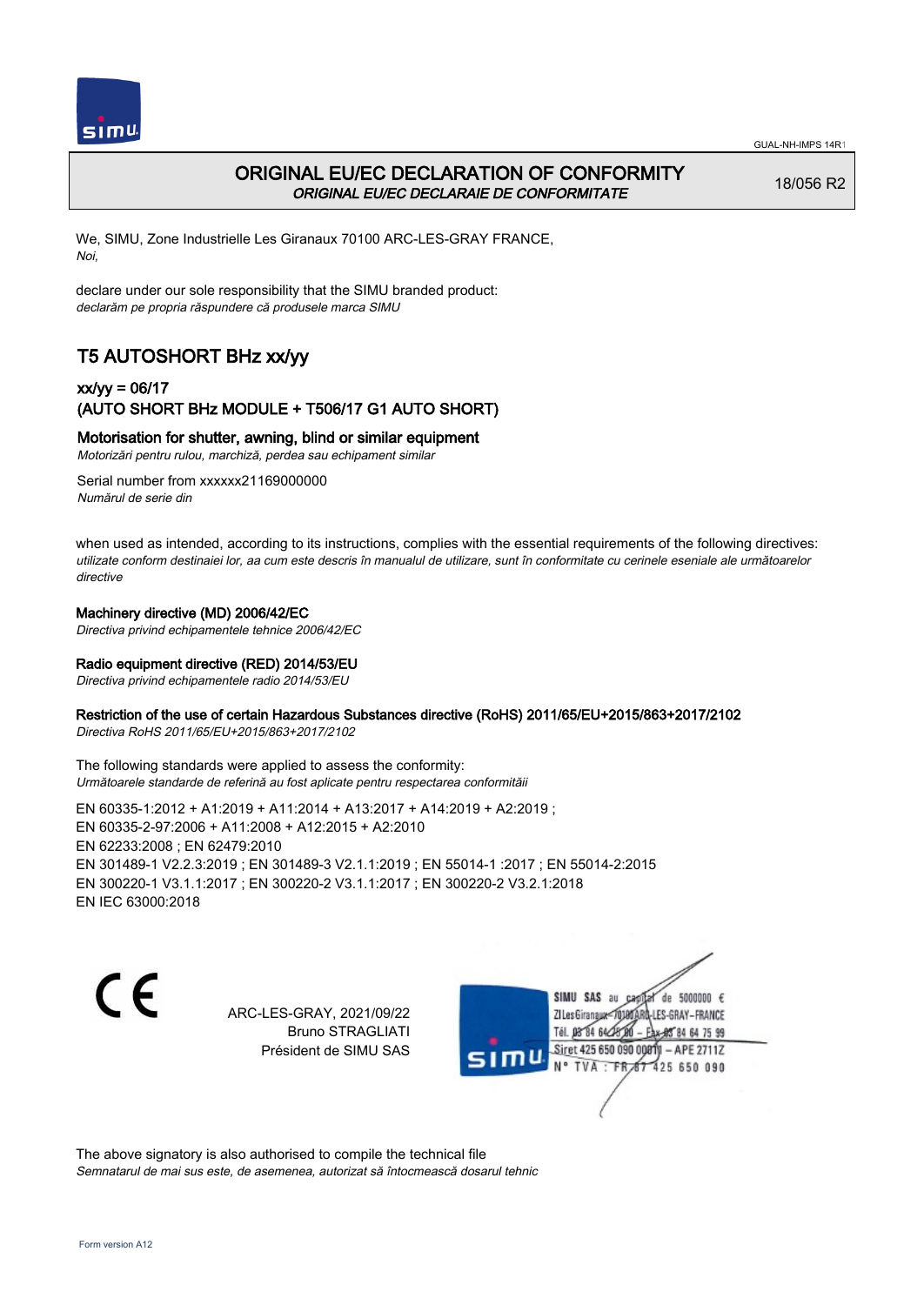GUAL-NH-IMPS 14R1

# ORIGINAL EU/EC DECLARATION OF CONFORMITY

*ORIGINAL EU/EC DECLARAIE DE CONFORMITATE*

18/056 R2

We, SIMU, Zone Industrielle Les Giranaux 70100 ARC-LES-GRAY FRANCE,
*Noi,*

declare under our sole responsibility that the SIMU branded product:
*declarăm pe propria răspundere că produsele marca SIMU*

## T5 AUTOSHORT BHz xx/yy

### xx/yy = 06/17
### (AUTO SHORT BHz MODULE + T506/17 G1 AUTO SHORT)

**Motorisation for shutter, awning, blind or similar equipment**
*Motorizări pentru rulou, marchiză, perdea sau echipament similar*

Serial number from xxxxxx21169000000
*Numărul de serie din*

when used as intended, according to its instructions, complies with the essential requirements of the following directives:
*utilizate conform destinaiei lor, aa cum este descris în manualul de utilizare, sunt în conformitate cu cerinele eseniale ale următoarelor directive*

**Machinery directive (MD) 2006/42/EC**
*Directiva privind echipamentele tehnice 2006/42/EC*

**Radio equipment directive (RED) 2014/53/EU**
*Directiva privind echipamentele radio 2014/53/EU*

**Restriction of the use of certain Hazardous Substances directive (RoHS) 2011/65/EU+2015/863+2017/2102**
*Directiva RoHS 2011/65/EU+2015/863+2017/2102*

The following standards were applied to assess the conformity:
*Următoarele standarde de referină au fost aplicate pentru respectarea conformităii*

EN 60335-1:2012 + A1:2019 + A11:2014 + A13:2017 + A14:2019 + A2:2019 ;
EN 60335-2-97:2006 + A11:2008 + A12:2015 + A2:2010
EN 62233:2008 ; EN 62479:2010
EN 301489-1 V2.2.3:2019 ; EN 301489-3 V2.1.1:2019 ; EN 55014-1 :2017 ; EN 55014-2:2015
EN 300220-1 V3.1.1:2017 ; EN 300220-2 V3.1.1:2017 ; EN 300220-2 V3.2.1:2018
EN IEC 63000:2018

CE

ARC-LES-GRAY, 2021/09/22
Bruno STRAGLIATI
Président de SIMU SAS

SIMU SAS au capital de 5000000 €
ZI Les Giranaux 70100 ARC-LES-GRAY-FRANCE
Tél. 03 84 64 75 00 – Fax 03 84 64 75 99
Siret 425 650 090 00011 – APE 2711Z
N° TVA : FR 87 425 650 090

The above signatory is also authorised to compile the technical file
*Semnatarul de mai sus este, de asemenea, autorizat să întocmească dosarul tehnic*

Form version A12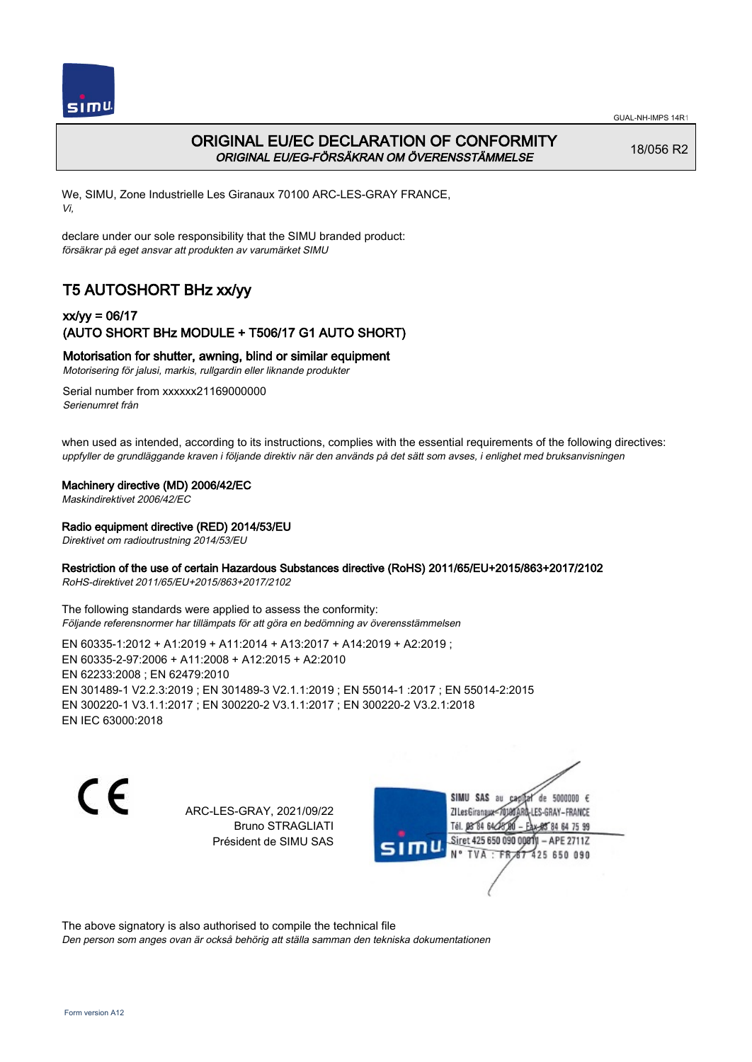# ORIGINAL EU/EC DECLARATION OF CONFORMITY
*ORIGINAL EU/EG-FÖRSÄKRAN OM ÖVERENSSTÄMMELSE*

18/056 R2

We, SIMU, Zone Industrielle Les Giranaux 70100 ARC-LES-GRAY FRANCE,
*Vi,*

declare under our sole responsibility that the SIMU branded product:
*försäkrar på eget ansvar att produkten av varumärket SIMU*

## T5 AUTOSHORT BHz xx/yy

### xx/yy = 06/17
### (AUTO SHORT BHz MODULE + T506/17 G1 AUTO SHORT)

**Motorisation for shutter, awning, blind or similar equipment**
*Motorisering för jalusi, markis, rullgardin eller liknande produkter*

Serial number from xxxxxx21169000000
*Serienumret från*

when used as intended, according to its instructions, complies with the essential requirements of the following directives:
*uppfyller de grundläggande kraven i följande direktiv när den används på det sätt som avses, i enlighet med bruksanvisningen*

**Machinery directive (MD) 2006/42/EC**
*Maskindirektivet 2006/42/EC*

**Radio equipment directive (RED) 2014/53/EU**
*Direktivet om radioutrustning 2014/53/EU*

**Restriction of the use of certain Hazardous Substances directive (RoHS) 2011/65/EU+2015/863+2017/2102**
*RoHS-direktivet 2011/65/EU+2015/863+2017/2102*

The following standards were applied to assess the conformity:
*Följande referensnormer har tillämpats för att göra en bedömning av överensstämmelsen*

EN 60335-1:2012 + A1:2019 + A11:2014 + A13:2017 + A14:2019 + A2:2019 ;
EN 60335-2-97:2006 + A11:2008 + A12:2015 + A2:2010
EN 62233:2008 ; EN 62479:2010
EN 301489-1 V2.2.3:2019 ; EN 301489-3 V2.1.1:2019 ; EN 55014-1 :2017 ; EN 55014-2:2015
EN 300220-1 V3.1.1:2017 ; EN 300220-2 V3.1.1:2017 ; EN 300220-2 V3.2.1:2018
EN IEC 63000:2018

CE

ARC-LES-GRAY, 2021/09/22
Bruno STRAGLIATI
Président de SIMU SAS

SIMU SAS au capital de 5000000 €
ZI Les Giranaux 70100 ARC-LES-GRAY-FRANCE
Tél. 03 84 64 75 00 – Fax 03 84 64 75 99
Siret 425 650 090 00011 – APE 2711Z
N° TVA : FR 67 425 650 090

The above signatory is also authorised to compile the technical file
*Den person som anges ovan är också behörig att ställa samman den tekniska dokumentationen*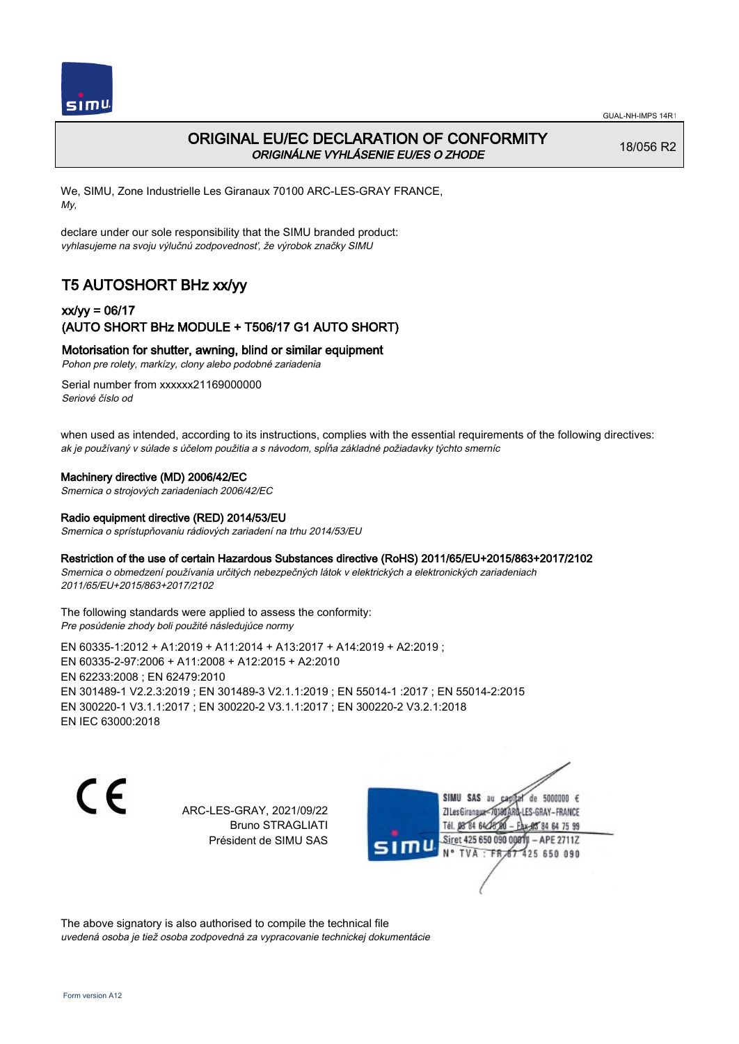GUAL-NH-IMPS 14R1

# ORIGINAL EU/EC DECLARATION OF CONFORMITY
*ORIGINÁLNE VYHLÁSENIE EU/ES O ZHODE*

18/056 R2

We, SIMU, Zone Industrielle Les Giranaux 70100 ARC-LES-GRAY FRANCE,
*My,*

declare under our sole responsibility that the SIMU branded product:
*vyhlasujeme na svoju výlučnú zodpovednosť, že výrobok značky SIMU*

## T5 AUTOSHORT BHz xx/yy

### xx/yy = 06/17
### (AUTO SHORT BHz MODULE + T506/17 G1 AUTO SHORT)

**Motorisation for shutter, awning, blind or similar equipment**
*Pohon pre rolety, markízy, clony alebo podobné zariadenia*

Serial number from xxxxxx21169000000
*Seriové číslo od*

when used as intended, according to its instructions, complies with the essential requirements of the following directives:
*ak je používaný v súlade s účelom použitia a s návodom, spĺňa základné požiadavky týchto smerníc*

**Machinery directive (MD) 2006/42/EC**
*Smernica o strojových zariadeniach 2006/42/EC*

**Radio equipment directive (RED) 2014/53/EU**
*Smernica o sprístupňovaniu rádiových zariadení na trhu 2014/53/EU*

**Restriction of the use of certain Hazardous Substances directive (RoHS) 2011/65/EU+2015/863+2017/2102**
*Smernica o obmedzení používania určitých nebezpečných látok v elektrických a elektronických zariadeniach 2011/65/EU+2015/863+2017/2102*

The following standards were applied to assess the conformity:
*Pre posúdenie zhody boli použité nasledujúce normy*

EN 60335-1:2012 + A1:2019 + A11:2014 + A13:2017 + A14:2019 + A2:2019 ;
EN 60335-2-97:2006 + A11:2008 + A12:2015 + A2:2010
EN 62233:2008 ; EN 62479:2010
EN 301489-1 V2.2.3:2019 ; EN 301489-3 V2.1.1:2019 ; EN 55014-1 :2017 ; EN 55014-2:2015
EN 300220-1 V3.1.1:2017 ; EN 300220-2 V3.1.1:2017 ; EN 300220-2 V3.2.1:2018
EN IEC 63000:2018

CE

ARC-LES-GRAY, 2021/09/22
Bruno STRAGLIATI
Président de SIMU SAS

SIMU SAS au capital de 5000000 €
ZI Les Giranaux 70100 ARC-LES-GRAY-FRANCE
Tél. 03 84 64 78 00 – Fax 03 84 64 75 99
Siret 425 650 090 00811 – APE 2711Z
N° TVA : FR 87 425 650 090

The above signatory is also authorised to compile the technical file
*uvedená osoba je tiež osoba zodpovedná za vypracovanie technickej dokumentácie*

Form version A12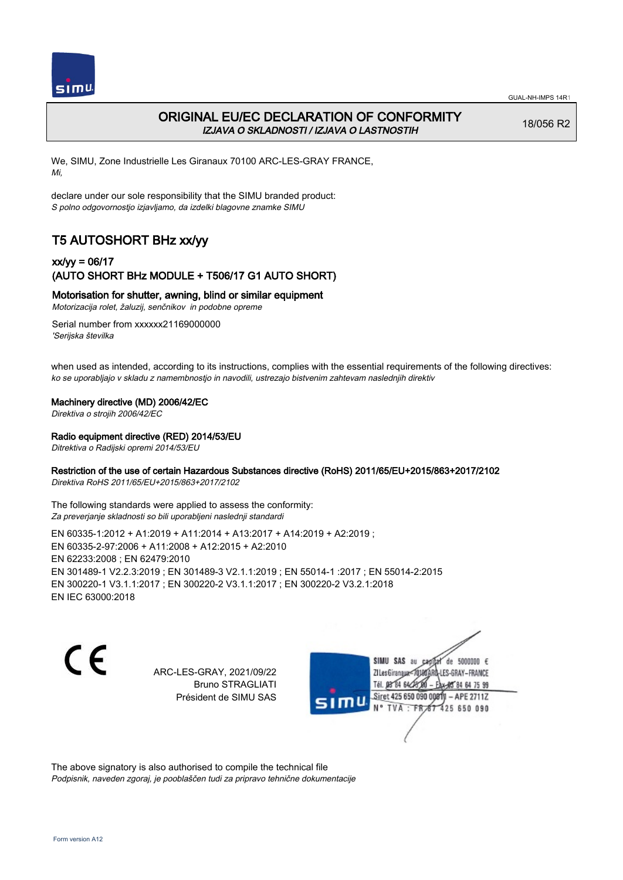# ORIGINAL EU/EC DECLARATION OF CONFORMITY

*IZJAVA O SKLADNOSTI / IZJAVA O LASTNOSTIH*

18/056 R2

We, SIMU, Zone Industrielle Les Giranaux 70100 ARC-LES-GRAY FRANCE,
*Mi,*

declare under our sole responsibility that the SIMU branded product:
*S polno odgovornostjo izjavljamo, da izdelki blagovne znamke SIMU*

## T5 AUTOSHORT BHz xx/yy

### xx/yy = 06/17
### (AUTO SHORT BHz MODULE + T506/17 G1 AUTO SHORT)

**Motorisation for shutter, awning, blind or similar equipment**
*Motorizacija rolet, žaluzij, senčnikov in podobne opreme*

Serial number from xxxxxx21169000000
*'Serijska številka*

when used as intended, according to its instructions, complies with the essential requirements of the following directives:
*ko se uporabljajo v skladu z namembnostjo in navodili, ustrezajo bistvenim zahtevam naslednjih direktiv*

**Machinery directive (MD) 2006/42/EC**
*Direktiva o strojih 2006/42/EC*

**Radio equipment directive (RED) 2014/53/EU**
*Ditrektiva o Radijski opremi 2014/53/EU*

**Restriction of the use of certain Hazardous Substances directive (RoHS) 2011/65/EU+2015/863+2017/2102**
*Direktiva RoHS 2011/65/EU+2015/863+2017/2102*

The following standards were applied to assess the conformity:
*Za preverjanje skladnosti so bili uporabljeni naslednji standardi*

EN 60335-1:2012 + A1:2019 + A11:2014 + A13:2017 + A14:2019 + A2:2019 ;
EN 60335-2-97:2006 + A11:2008 + A12:2015 + A2:2010
EN 62233:2008 ; EN 62479:2010
EN 301489-1 V2.2.3:2019 ; EN 301489-3 V2.1.1:2019 ; EN 55014-1 :2017 ; EN 55014-2:2015
EN 300220-1 V3.1.1:2017 ; EN 300220-2 V3.1.1:2017 ; EN 300220-2 V3.2.1:2018
EN IEC 63000:2018

CE

ARC-LES-GRAY, 2021/09/22
Bruno STRAGLIATI
Président de SIMU SAS

SIMU SAS au capital de 5000000 €
ZI Les Giranaux 70100 ARC-LES-GRAY-FRANCE
Tél. 03 84 64 75 00 – Fax 03 84 64 75 99
Siret 425 650 090 00011 – APE 2711Z
N° TVA : FR 67 425 650 090

The above signatory is also authorised to compile the technical file
*Podpisnik, naveden zgoraj, je pooblaščen tudi za pripravo tehnične dokumentacije*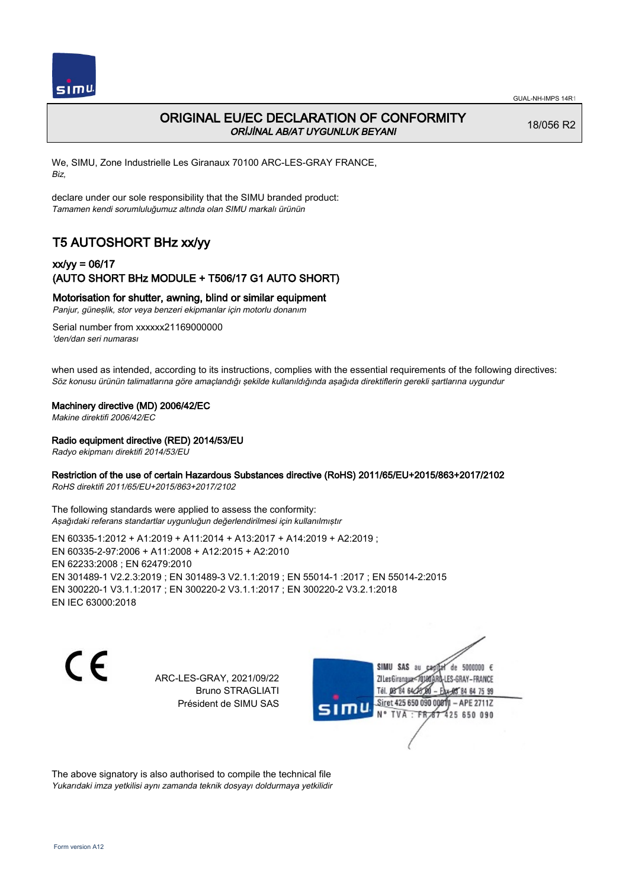# ORIGINAL EU/EC DECLARATION OF CONFORMITY
*ORİJİNAL AB/AT UYGUNLUK BEYANI*

18/056 R2

We, SIMU, Zone Industrielle Les Giranaux 70100 ARC-LES-GRAY FRANCE,
*Biz,*

declare under our sole responsibility that the SIMU branded product:
*Tamamen kendi sorumluluğumuz altında olan SIMU markalı ürünün*

## T5 AUTOSHORT BHz xx/yy

### xx/yy = 06/17
### (AUTO SHORT BHz MODULE + T506/17 G1 AUTO SHORT)

### Motorisation for shutter, awning, blind or similar equipment
*Panjur, güneşlik, stor veya benzeri ekipmanlar için motorlu donanım*

Serial number from xxxxxx21169000000
*'den/dan seri numarası*

when used as intended, according to its instructions, complies with the essential requirements of the following directives:
*Söz konusu ürünün talimatlarına göre amaçlandığı şekilde kullanıldığında aşağıda direktiflerin gerekli şartlarına uygundur*

**Machinery directive (MD) 2006/42/EC**
*Makine direktifi 2006/42/EC*

**Radio equipment directive (RED) 2014/53/EU**
*Radyo ekipmanı direktifi 2014/53/EU*

**Restriction of the use of certain Hazardous Substances directive (RoHS) 2011/65/EU+2015/863+2017/2102**
*RoHS direktifi 2011/65/EU+2015/863+2017/2102*

The following standards were applied to assess the conformity:
*Aşağıdaki referans standartlar uygunluğun değerlendirilmesi için kullanılmıştır*

EN 60335-1:2012 + A1:2019 + A11:2014 + A13:2017 + A14:2019 + A2:2019 ;
EN 60335-2-97:2006 + A11:2008 + A12:2015 + A2:2010
EN 62233:2008 ; EN 62479:2010
EN 301489-1 V2.2.3:2019 ; EN 301489-3 V2.1.1:2019 ; EN 55014-1 :2017 ; EN 55014-2:2015
EN 300220-1 V3.1.1:2017 ; EN 300220-2 V3.1.1:2017 ; EN 300220-2 V3.2.1:2018
EN IEC 63000:2018

CE

ARC-LES-GRAY, 2021/09/22
Bruno STRAGLIATI
Président de SIMU SAS

SIMU SAS au capital de 5000000 €
ZI Les Giranaux 70100 ARC-LES-GRAY-FRANCE
Tél. 03 84 64 75 00 – Fax 03 84 64 75 99
Siret 425 650 090 00011 – APE 2711Z
N° TVA : FR 67 425 650 090

The above signatory is also authorised to compile the technical file
*Yukarıdaki imza yetkilisi aynı zamanda teknik dosyayı doldurmaya yetkilidir*